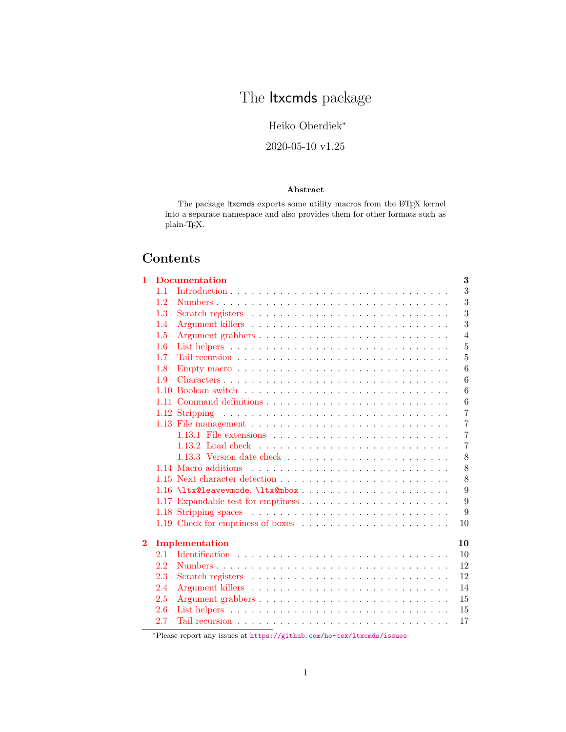# The ltxcmds package

Heiko Oberdiek[*]

2020-05-10 v1.25

**Abstract**

The package ltxcmds exports some utility macros from the LaTeX kernel into a separate namespace and also provides them for other formats such as plain-TeX.

## Contents

- **1 Documentation** — 3
  - 1.1 Introduction — 3
  - 1.2 Numbers — 3
  - 1.3 Scratch registers — 3
  - 1.4 Argument killers — 3
  - 1.5 Argument grabbers — 4
  - 1.6 List helpers — 5
  - 1.7 Tail recursion — 5
  - 1.8 Empty macro — 6
  - 1.9 Characters — 6
  - 1.10 Boolean switch — 6
  - 1.11 Command definitions — 6
  - 1.12 Stripping — 7
  - 1.13 File management — 7
    - 1.13.1 File extensions — 7
    - 1.13.2 Load check — 7
    - 1.13.3 Version date check — 8
  - 1.14 Macro additions — 8
  - 1.15 Next character detection — 8
  - 1.16 `\ltx@leavevmode`, `\ltx@mbox` — 9
  - 1.17 Expandable test for emptiness — 9
  - 1.18 Stripping spaces — 9
  - 1.19 Check for emptiness of boxes — 10
- **2 Implementation** — 10
  - 2.1 Identification — 10
  - 2.2 Numbers — 12
  - 2.3 Scratch registers — 12
  - 2.4 Argument killers — 14
  - 2.5 Argument grabbers — 15
  - 2.6 List helpers — 15
  - 2.7 Tail recursion — 17

[*]Please report any issues at https://github.com/ho-tex/ltxcmds/issues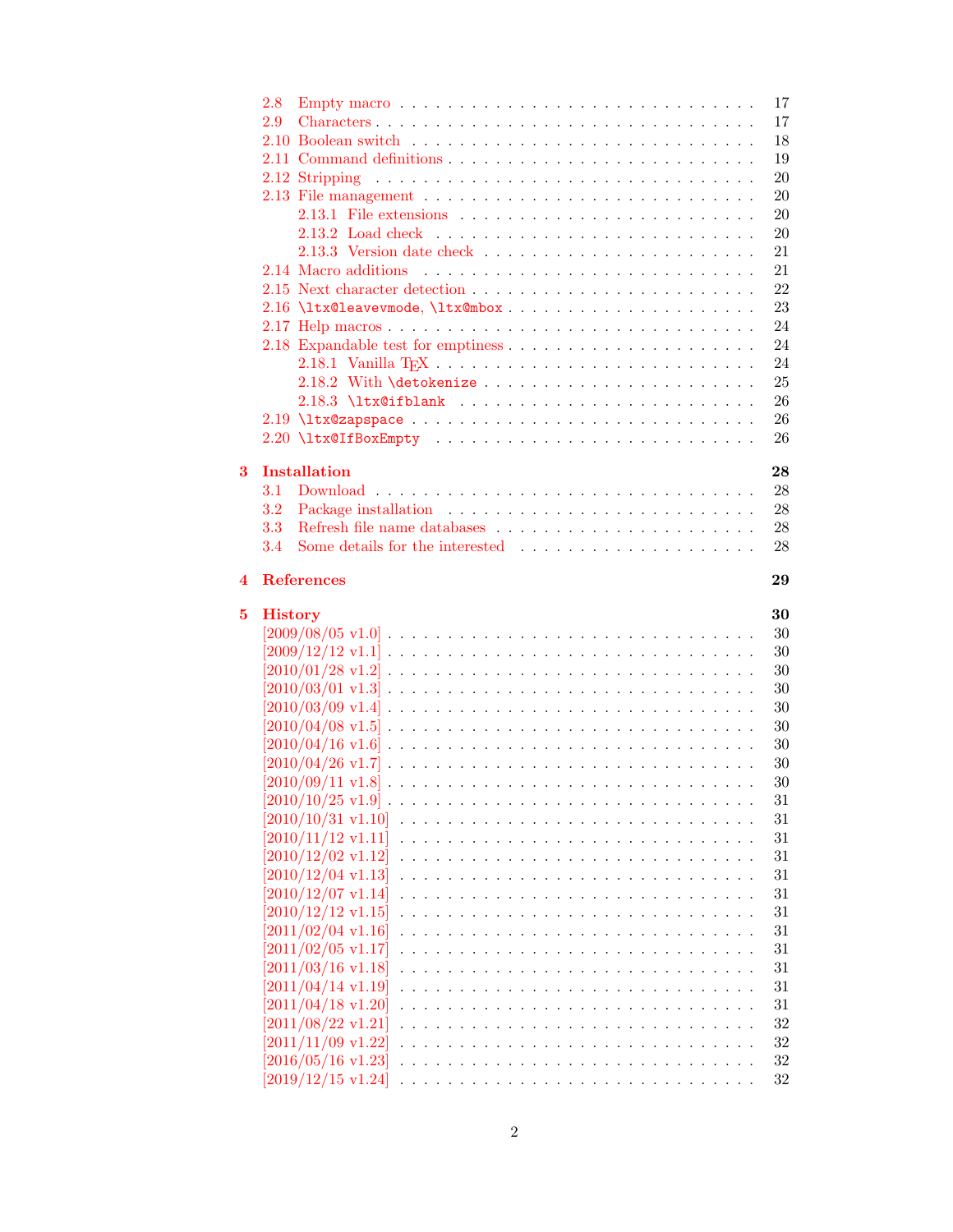- 2.8 Empty macro . . . . . . . . . . . . . . . . . . . . . . . . . . . 17
- 2.9 Characters . . . . . . . . . . . . . . . . . . . . . . . . . . . . 17
- 2.10 Boolean switch . . . . . . . . . . . . . . . . . . . . . . . . . 18
- 2.11 Command definitions . . . . . . . . . . . . . . . . . . . . . . 19
- 2.12 Stripping . . . . . . . . . . . . . . . . . . . . . . . . . . . . 20
- 2.13 File management . . . . . . . . . . . . . . . . . . . . . . . . 20
  - 2.13.1 File extensions . . . . . . . . . . . . . . . . . . . . . . 20
  - 2.13.2 Load check . . . . . . . . . . . . . . . . . . . . . . . . 20
  - 2.13.3 Version date check . . . . . . . . . . . . . . . . . . . . 21
- 2.14 Macro additions . . . . . . . . . . . . . . . . . . . . . . . . 21
- 2.15 Next character detection . . . . . . . . . . . . . . . . . . . . 22
- 2.16 `\ltx@leavevmode`, `\ltx@mbox` . . . . . . . . . . . . . . . . 23
- 2.17 Help macros . . . . . . . . . . . . . . . . . . . . . . . . . . . 24
- 2.18 Expandable test for emptiness . . . . . . . . . . . . . . . . . 24
  - 2.18.1 Vanilla TeX . . . . . . . . . . . . . . . . . . . . . . . . 24
  - 2.18.2 With `\detokenize` . . . . . . . . . . . . . . . . . . . . 25
  - 2.18.3 `\ltx@ifblank` . . . . . . . . . . . . . . . . . . . . . . 26
- 2.19 `\ltx@zapspace` . . . . . . . . . . . . . . . . . . . . . . . . 26
- 2.20 `\ltx@IfBoxEmpty` . . . . . . . . . . . . . . . . . . . . . . . 26

**3 Installation** **28**
- 3.1 Download . . . . . . . . . . . . . . . . . . . . . . . . . . . . . 28
- 3.2 Package installation . . . . . . . . . . . . . . . . . . . . . . . 28
- 3.3 Refresh file name databases . . . . . . . . . . . . . . . . . . . 28
- 3.4 Some details for the interested . . . . . . . . . . . . . . . . . 28

**4 References** **29**

**5 History** **30**
- [2009/08/05 v1.0] . . . . . . . . . . . . . . . . . . . . . . . . . . . 30
- [2009/12/12 v1.1] . . . . . . . . . . . . . . . . . . . . . . . . . . . 30
- [2010/01/28 v1.2] . . . . . . . . . . . . . . . . . . . . . . . . . . . 30
- [2010/03/01 v1.3] . . . . . . . . . . . . . . . . . . . . . . . . . . . 30
- [2010/03/09 v1.4] . . . . . . . . . . . . . . . . . . . . . . . . . . . 30
- [2010/04/08 v1.5] . . . . . . . . . . . . . . . . . . . . . . . . . . . 30
- [2010/04/16 v1.6] . . . . . . . . . . . . . . . . . . . . . . . . . . . 30
- [2010/04/26 v1.7] . . . . . . . . . . . . . . . . . . . . . . . . . . . 30
- [2010/09/11 v1.8] . . . . . . . . . . . . . . . . . . . . . . . . . . . 30
- [2010/10/25 v1.9] . . . . . . . . . . . . . . . . . . . . . . . . . . . 31
- [2010/10/31 v1.10] . . . . . . . . . . . . . . . . . . . . . . . . . . 31
- [2010/11/12 v1.11] . . . . . . . . . . . . . . . . . . . . . . . . . . 31
- [2010/12/02 v1.12] . . . . . . . . . . . . . . . . . . . . . . . . . . 31
- [2010/12/04 v1.13] . . . . . . . . . . . . . . . . . . . . . . . . . . 31
- [2010/12/07 v1.14] . . . . . . . . . . . . . . . . . . . . . . . . . . 31
- [2010/12/12 v1.15] . . . . . . . . . . . . . . . . . . . . . . . . . . 31
- [2011/02/04 v1.16] . . . . . . . . . . . . . . . . . . . . . . . . . . 31
- [2011/02/05 v1.17] . . . . . . . . . . . . . . . . . . . . . . . . . . 31
- [2011/03/16 v1.18] . . . . . . . . . . . . . . . . . . . . . . . . . . 31
- [2011/04/14 v1.19] . . . . . . . . . . . . . . . . . . . . . . . . . . 31
- [2011/04/18 v1.20] . . . . . . . . . . . . . . . . . . . . . . . . . . 31
- [2011/08/22 v1.21] . . . . . . . . . . . . . . . . . . . . . . . . . . 32
- [2011/11/09 v1.22] . . . . . . . . . . . . . . . . . . . . . . . . . . 32
- [2016/05/16 v1.23] . . . . . . . . . . . . . . . . . . . . . . . . . . 32
- [2019/12/15 v1.24] . . . . . . . . . . . . . . . . . . . . . . . . . . 32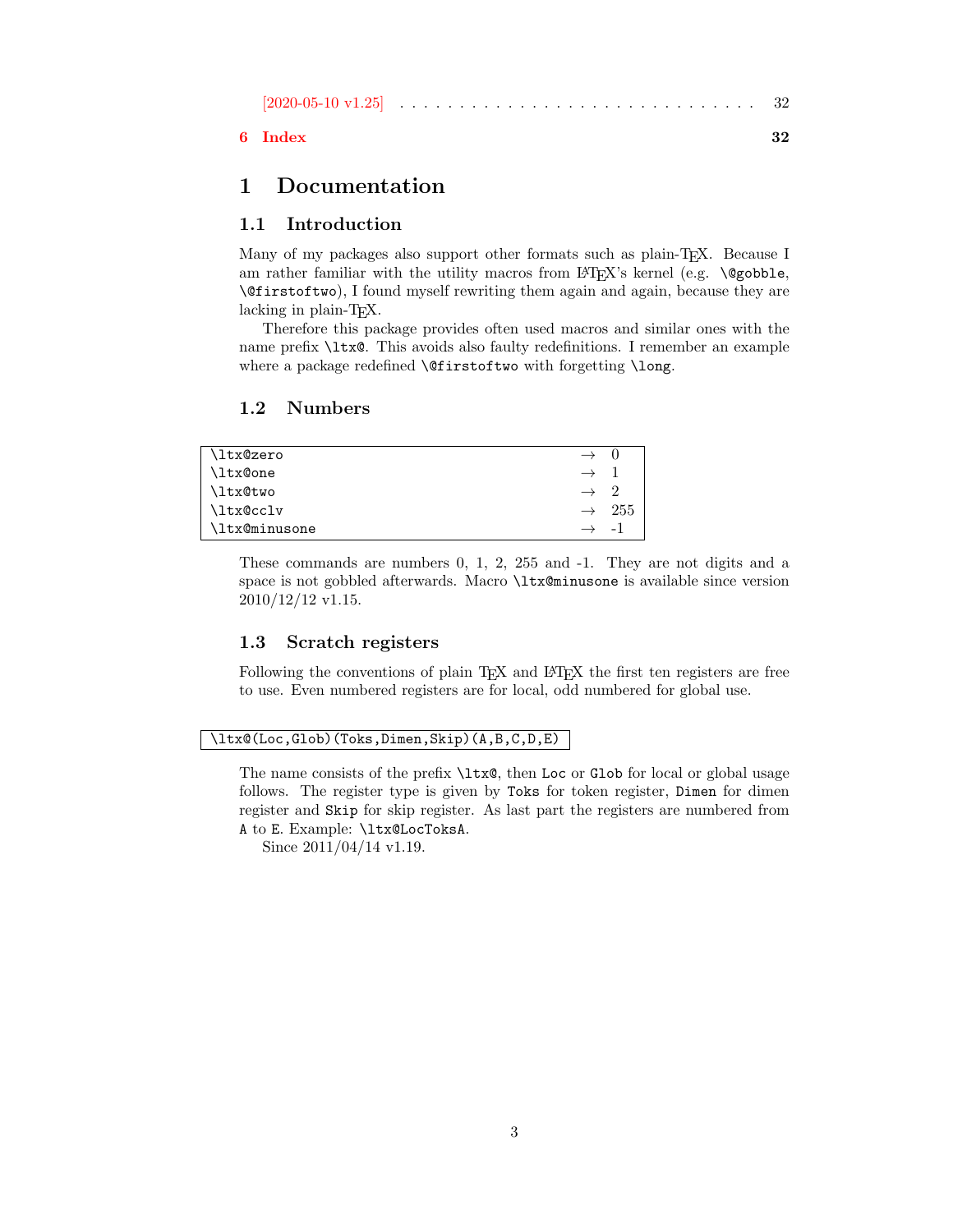[2020-05-10 v1.25] . . . . . . . . . . . . . . . . . . . . . . . . . . . . . . 32

6 Index 32

# 1 Documentation

## 1.1 Introduction

Many of my packages also support other formats such as plain-TeX. Because I am rather familiar with the utility macros from LaTeX's kernel (e.g. `\@gobble`, `\@firstoftwo`), I found myself rewriting them again and again, because they are lacking in plain-TeX.

Therefore this package provides often used macros and similar ones with the name prefix `\ltx@`. This avoids also faulty redefinitions. I remember an example where a package redefined `\@firstoftwo` with forgetting `\long`.

## 1.2 Numbers

| Macro | | Value |
|---|---|---|
| `\ltx@zero` | → | 0 |
| `\ltx@one` | → | 1 |
| `\ltx@two` | → | 2 |
| `\ltx@cclv` | → | 255 |
| `\ltx@minusone` | → | -1 |

These commands are numbers 0, 1, 2, 255 and -1. They are not digits and a space is not gobbled afterwards. Macro `\ltx@minusone` is available since version 2010/12/12 v1.15.

## 1.3 Scratch registers

Following the conventions of plain TeX and LaTeX the first ten registers are free to use. Even numbered registers are for local, odd numbered for global use.

```
\ltx@(Loc,Glob)(Toks,Dimen,Skip)(A,B,C,D,E)
```

The name consists of the prefix `\ltx@`, then `Loc` or `Glob` for local or global usage follows. The register type is given by `Toks` for token register, `Dimen` for dimen register and `Skip` for skip register. As last part the registers are numbered from `A` to `E`. Example: `\ltx@LocToksA`.

Since 2011/04/14 v1.19.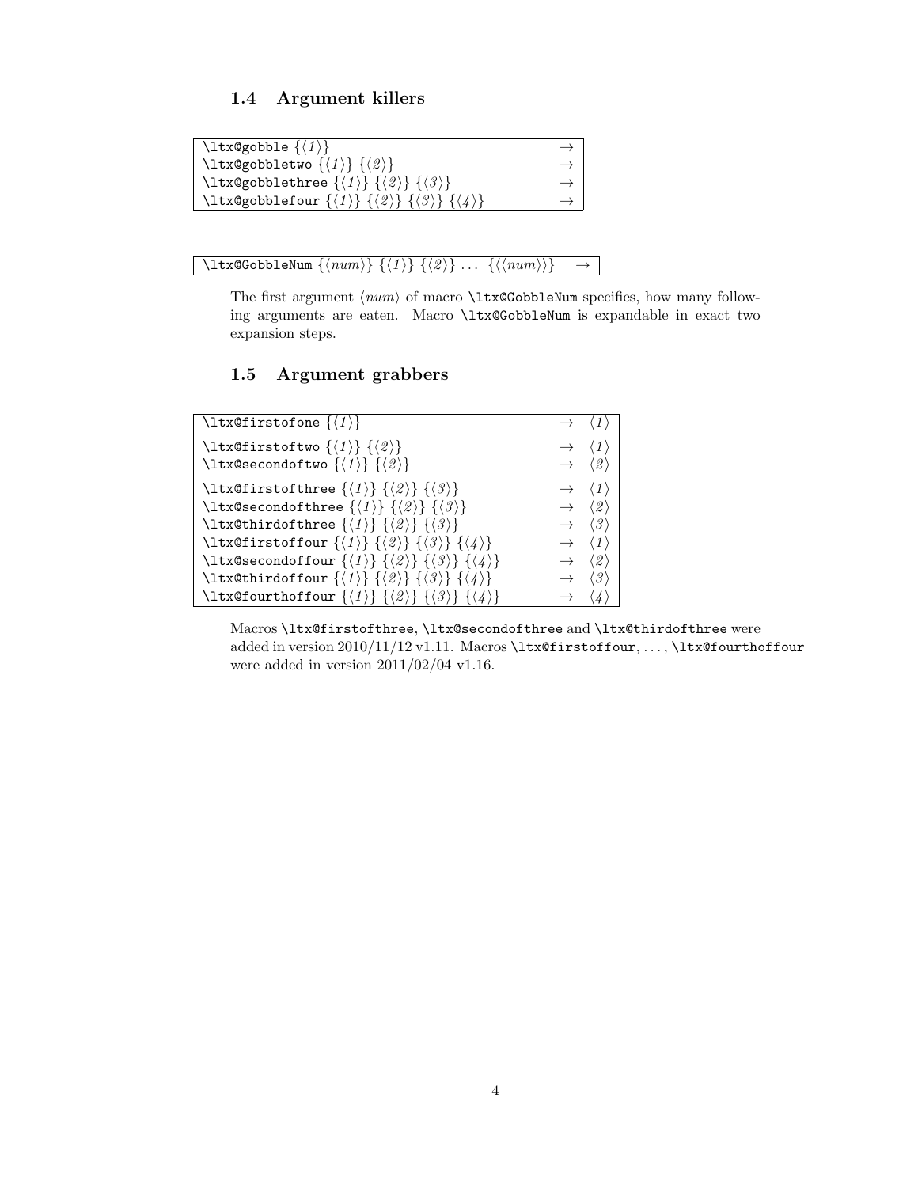### 1.4 Argument killers

| | |
|---|---|
| `\ltx@gobble` {⟨*1*⟩} | → |
| `\ltx@gobbletwo` {⟨*1*⟩} {⟨*2*⟩} | → |
| `\ltx@gobblethree` {⟨*1*⟩} {⟨*2*⟩} {⟨*3*⟩} | → |
| `\ltx@gobblefour` {⟨*1*⟩} {⟨*2*⟩} {⟨*3*⟩} {⟨*4*⟩} | → |

| | |
|---|---|
| `\ltx@GobbleNum` {⟨*num*⟩} {⟨*1*⟩} {⟨*2*⟩} ... {⟨⟨*num*⟩⟩} | → |

The first argument ⟨*num*⟩ of macro `\ltx@GobbleNum` specifies, how many following arguments are eaten. Macro `\ltx@GobbleNum` is expandable in exact two expansion steps.

### 1.5 Argument grabbers

| | | |
|---|---|---|
| `\ltx@firstofone` {⟨*1*⟩} | → | ⟨*1*⟩ |
| `\ltx@firstoftwo` {⟨*1*⟩} {⟨*2*⟩} | → | ⟨*1*⟩ |
| `\ltx@secondoftwo` {⟨*1*⟩} {⟨*2*⟩} | → | ⟨*2*⟩ |
| `\ltx@firstofthree` {⟨*1*⟩} {⟨*2*⟩} {⟨*3*⟩} | → | ⟨*1*⟩ |
| `\ltx@secondofthree` {⟨*1*⟩} {⟨*2*⟩} {⟨*3*⟩} | → | ⟨*2*⟩ |
| `\ltx@thirdofthree` {⟨*1*⟩} {⟨*2*⟩} {⟨*3*⟩} | → | ⟨*3*⟩ |
| `\ltx@firstoffour` {⟨*1*⟩} {⟨*2*⟩} {⟨*3*⟩} {⟨*4*⟩} | → | ⟨*1*⟩ |
| `\ltx@secondoffour` {⟨*1*⟩} {⟨*2*⟩} {⟨*3*⟩} {⟨*4*⟩} | → | ⟨*2*⟩ |
| `\ltx@thirdoffour` {⟨*1*⟩} {⟨*2*⟩} {⟨*3*⟩} {⟨*4*⟩} | → | ⟨*3*⟩ |
| `\ltx@fourthoffour` {⟨*1*⟩} {⟨*2*⟩} {⟨*3*⟩} {⟨*4*⟩} | → | ⟨*4*⟩ |

Macros `\ltx@firstofthree`, `\ltx@secondofthree` and `\ltx@thirdofthree` were added in version 2010/11/12 v1.11. Macros `\ltx@firstoffour`, ..., `\ltx@fourthoffour` were added in version 2011/02/04 v1.16.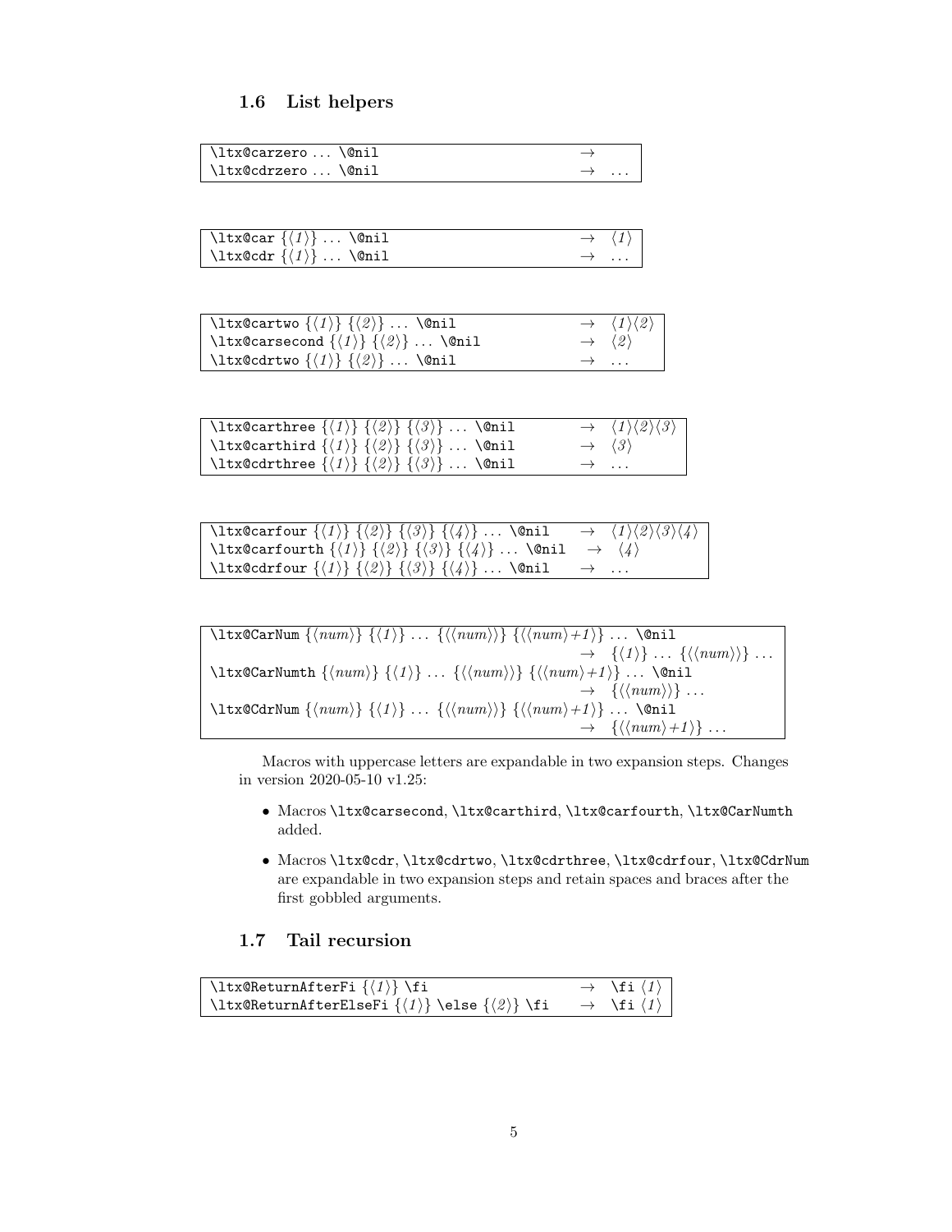### 1.6 List helpers

| | | |
|---|---|---|
| `\ltx@carzero` ... `\@nil` | → | |
| `\ltx@cdrzero` ... `\@nil` | → | ... |

| | | |
|---|---|---|
| `\ltx@car` {⟨*1*⟩} ... `\@nil` | → | ⟨*1*⟩ |
| `\ltx@cdr` {⟨*1*⟩} ... `\@nil` | → | ... |

| | | |
|---|---|---|
| `\ltx@cartwo` {⟨*1*⟩} {⟨*2*⟩} ... `\@nil` | → | ⟨*1*⟩⟨*2*⟩ |
| `\ltx@carsecond` {⟨*1*⟩} {⟨*2*⟩} ... `\@nil` | → | ⟨*2*⟩ |
| `\ltx@cdrtwo` {⟨*1*⟩} {⟨*2*⟩} ... `\@nil` | → | ... |

| | | |
|---|---|---|
| `\ltx@carthree` {⟨*1*⟩} {⟨*2*⟩} {⟨*3*⟩} ... `\@nil` | → | ⟨*1*⟩⟨*2*⟩⟨*3*⟩ |
| `\ltx@carthird` {⟨*1*⟩} {⟨*2*⟩} {⟨*3*⟩} ... `\@nil` | → | ⟨*3*⟩ |
| `\ltx@cdrthree` {⟨*1*⟩} {⟨*2*⟩} {⟨*3*⟩} ... `\@nil` | → | ... |

| | | |
|---|---|---|
| `\ltx@carfour` {⟨*1*⟩} {⟨*2*⟩} {⟨*3*⟩} {⟨*4*⟩} ... `\@nil` | → | ⟨*1*⟩⟨*2*⟩⟨*3*⟩⟨*4*⟩ |
| `\ltx@carfourth` {⟨*1*⟩} {⟨*2*⟩} {⟨*3*⟩} {⟨*4*⟩} ... `\@nil` | → | ⟨*4*⟩ |
| `\ltx@cdrfour` {⟨*1*⟩} {⟨*2*⟩} {⟨*3*⟩} {⟨*4*⟩} ... `\@nil` | → | ... |

| | | |
|---|---|---|
| `\ltx@CarNum` {⟨*num*⟩} {⟨*1*⟩} ... {⟨⟨*num*⟩⟩} {⟨⟨*num*⟩+*1*⟩} ... `\@nil` | → | {⟨*1*⟩} ... {⟨⟨*num*⟩⟩} ... |
| `\ltx@CarNumth` {⟨*num*⟩} {⟨*1*⟩} ... {⟨⟨*num*⟩⟩} {⟨⟨*num*⟩+*1*⟩} ... `\@nil` | → | {⟨⟨*num*⟩⟩} ... |
| `\ltx@CdrNum` {⟨*num*⟩} {⟨*1*⟩} ... {⟨⟨*num*⟩⟩} {⟨⟨*num*⟩+*1*⟩} ... `\@nil` | → | {⟨⟨*num*⟩+*1*⟩} ... |

Macros with uppercase letters are expandable in two expansion steps. Changes in version 2020-05-10 v1.25:

- Macros `\ltx@carsecond`, `\ltx@carthird`, `\ltx@carfourth`, `\ltx@CarNumth` added.
- Macros `\ltx@cdr`, `\ltx@cdrtwo`, `\ltx@cdrthree`, `\ltx@cdrfour`, `\ltx@CdrNum` are expandable in two expansion steps and retain spaces and braces after the first gobbled arguments.

### 1.7 Tail recursion

| | | |
|---|---|---|
| `\ltx@ReturnAfterFi` {⟨*1*⟩} `\fi` | → | `\fi` ⟨*1*⟩ |
| `\ltx@ReturnAfterElseFi` {⟨*1*⟩} `\else` {⟨*2*⟩} `\fi` | → | `\fi` ⟨*1*⟩ |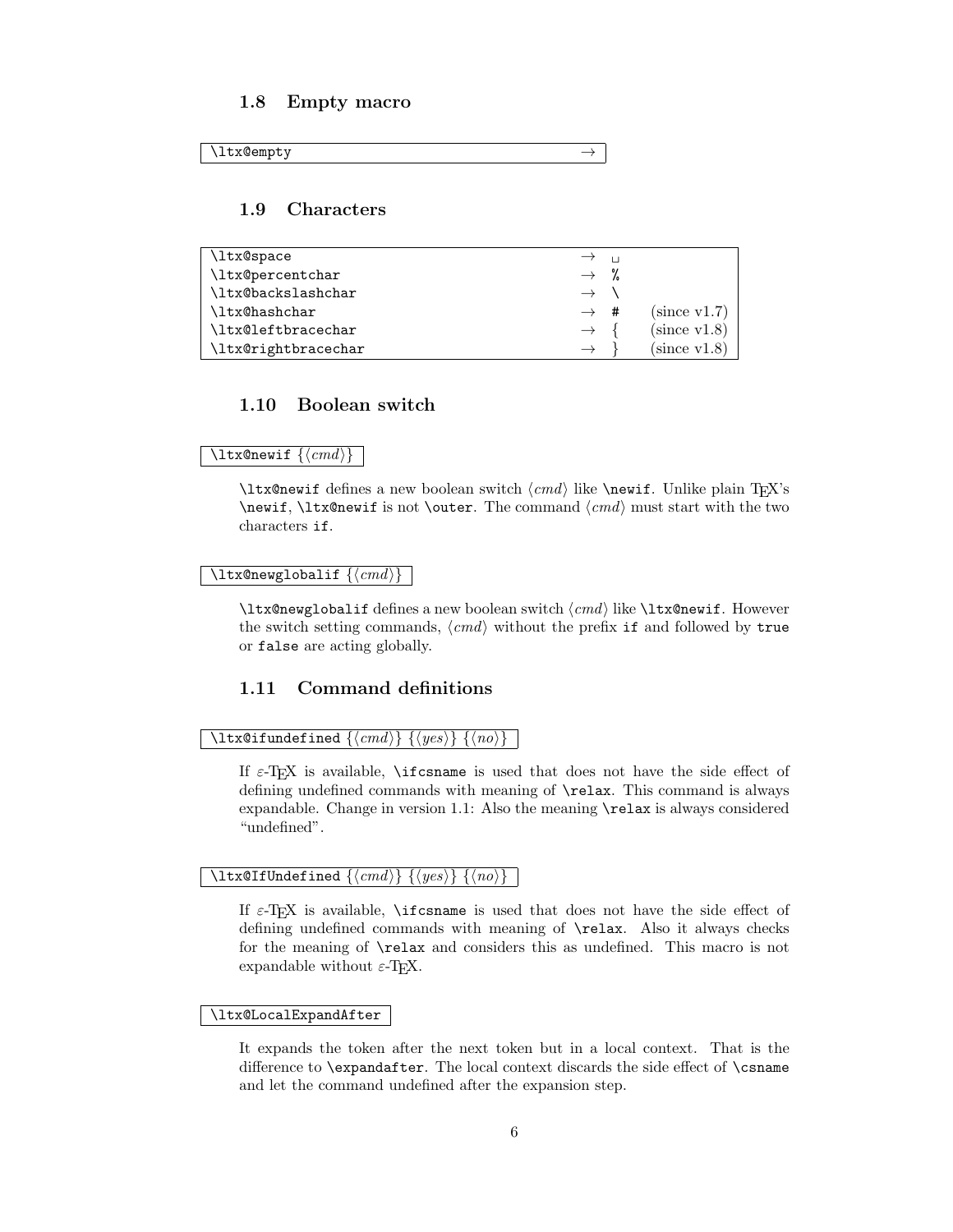### 1.8 Empty macro

| `\ltx@empty` | → |
|---|---|

### 1.9 Characters

| | | | |
|---|---|---|---|
| `\ltx@space` | → | ␣ | |
| `\ltx@percentchar` | → | `%` | |
| `\ltx@backslashchar` | → | `\` | |
| `\ltx@hashchar` | → | `#` | (since v1.7) |
| `\ltx@leftbracechar` | → | { | (since v1.8) |
| `\ltx@rightbracechar` | → | } | (since v1.8) |

### 1.10 Boolean switch

`\ltx@newif` {⟨*cmd*⟩}

`\ltx@newif` defines a new boolean switch ⟨*cmd*⟩ like `\newif`. Unlike plain TeX's `\newif`, `\ltx@newif` is not `\outer`. The command ⟨*cmd*⟩ must start with the two characters `if`.

`\ltx@newglobalif` {⟨*cmd*⟩}

`\ltx@newglobalif` defines a new boolean switch ⟨*cmd*⟩ like `\ltx@newif`. However the switch setting commands, ⟨*cmd*⟩ without the prefix `if` and followed by `true` or `false` are acting globally.

### 1.11 Command definitions

`\ltx@ifundefined` {⟨*cmd*⟩} {⟨*yes*⟩} {⟨*no*⟩}

If ε-TeX is available, `\ifcsname` is used that does not have the side effect of defining undefined commands with meaning of `\relax`. This command is always expandable. Change in version 1.1: Also the meaning `\relax` is always considered "undefined".

`\ltx@IfUndefined` {⟨*cmd*⟩} {⟨*yes*⟩} {⟨*no*⟩}

If ε-TeX is available, `\ifcsname` is used that does not have the side effect of defining undefined commands with meaning of `\relax`. Also it always checks for the meaning of `\relax` and considers this as undefined. This macro is not expandable without ε-TeX.

`\ltx@LocalExpandAfter`

It expands the token after the next token but in a local context. That is the difference to `\expandafter`. The local context discards the side effect of `\csname` and let the command undefined after the expansion step.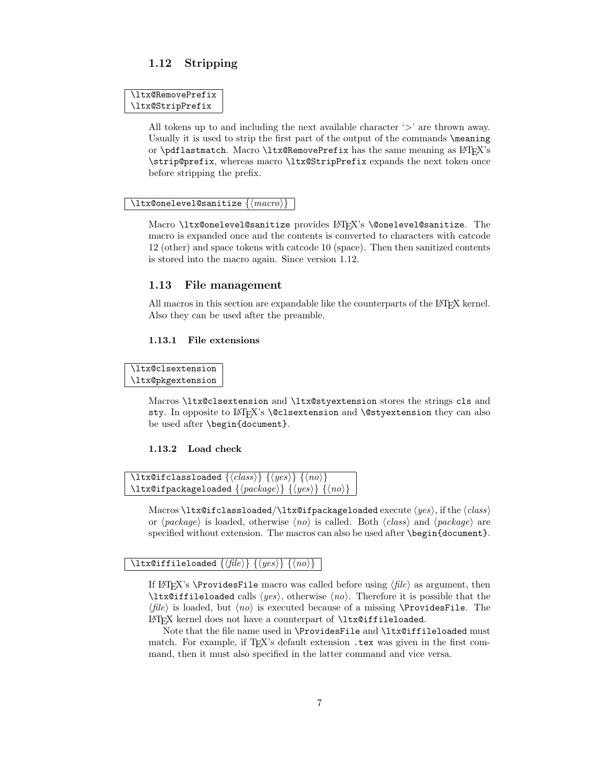### 1.12 Stripping

```
\ltx@RemovePrefix
\ltx@StripPrefix
```

All tokens up to and including the next available character '>' are thrown away. Usually it is used to strip the first part of the output of the commands `\meaning` or `\pdflastmatch`. Macro `\ltx@RemovePrefix` has the same meaning as LaTeX's `\strip@prefix`, whereas macro `\ltx@StripPrefix` expands the next token once before stripping the prefix.

```
\ltx@onelevel@sanitize {⟨macro⟩}
```

Macro `\ltx@onelevel@sanitize` provides LaTeX's `\@onelevel@sanitize`. The macro is expanded once and the contents is converted to characters with catcode 12 (other) and space tokens with catcode 10 (space). Then then sanitized contents is stored into the macro again. Since version 1.12.

### 1.13 File management

All macros in this section are expandable like the counterparts of the LaTeX kernel. Also they can be used after the preamble.

#### 1.13.1 File extensions

```
\ltx@clsextension
\ltx@pkgextension
```

Macros `\ltx@clsextension` and `\ltx@styextension` stores the strings `cls` and `sty`. In opposite to LaTeX's `\@clsextension` and `\@styextension` they can also be used after `\begin{document}`.

#### 1.13.2 Load check

```
\ltx@ifclassloaded {⟨class⟩} {⟨yes⟩} {⟨no⟩}
\ltx@ifpackageloaded {⟨package⟩} {⟨yes⟩} {⟨no⟩}
```

Macros `\ltx@ifclassloaded`/`\ltx@ifpackageloaded` execute ⟨*yes*⟩, if the ⟨*class*⟩ or ⟨*package*⟩ is loaded, otherwise ⟨*no*⟩ is called. Both ⟨*class*⟩ and ⟨*package*⟩ are specified without extension. The macros can also be used after `\begin{document}`.

```
\ltx@iffileloaded {⟨file⟩} {⟨yes⟩} {⟨no⟩}
```

If LaTeX's `\ProvidesFile` macro was called before using ⟨*file*⟩ as argument, then `\ltx@iffileloaded` calls ⟨*yes*⟩, otherwise ⟨*no*⟩. Therefore it is possible that the ⟨*file*⟩ is loaded, but ⟨*no*⟩ is executed because of a missing `\ProvidesFile`. The LaTeX kernel does not have a counterpart of `\ltx@iffileloaded`.

Note that the file name used in `\ProvidesFile` and `\ltx@iffileloaded` must match. For example, if TeX's default extension `.tex` was given in the first command, then it must also specified in the latter command and vice versa.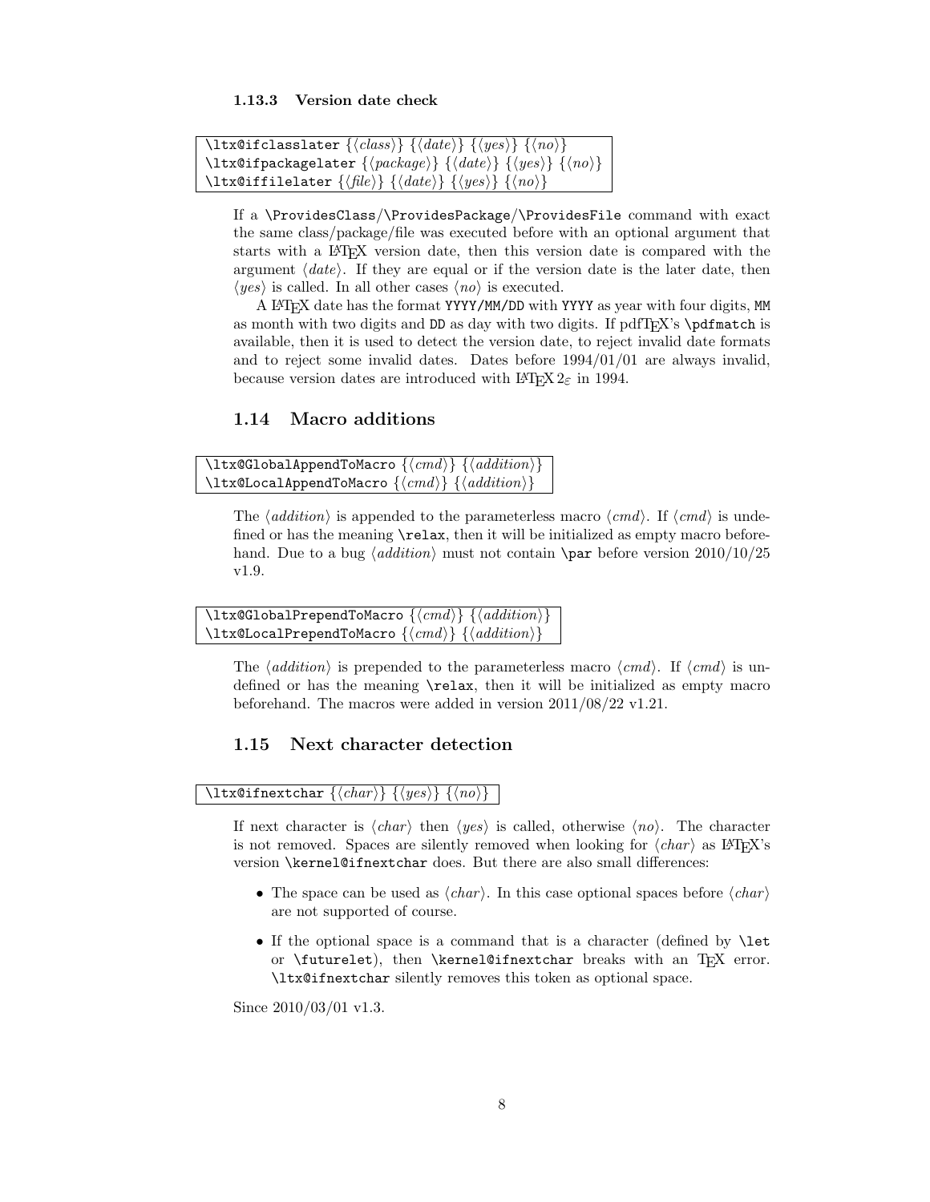### 1.13.3 Version date check

```
\ltx@ifclasslater {⟨class⟩} {⟨date⟩} {⟨yes⟩} {⟨no⟩}
\ltx@ifpackagelater {⟨package⟩} {⟨date⟩} {⟨yes⟩} {⟨no⟩}
\ltx@iffilelater {⟨file⟩} {⟨date⟩} {⟨yes⟩} {⟨no⟩}
```

If a `\ProvidesClass`/`\ProvidesPackage`/`\ProvidesFile` command with exact the same class/package/file was executed before with an optional argument that starts with a LaTeX version date, then this version date is compared with the argument ⟨*date*⟩. If they are equal or if the version date is the later date, then ⟨*yes*⟩ is called. In all other cases ⟨*no*⟩ is executed.

A LaTeX date has the format `YYYY/MM/DD` with `YYYY` as year with four digits, `MM` as month with two digits and `DD` as day with two digits. If pdfTeX's `\pdfmatch` is available, then it is used to detect the version date, to reject invalid date formats and to reject some invalid dates. Dates before 1994/01/01 are always invalid, because version dates are introduced with LaTeX $2_\varepsilon$ in 1994.

## 1.14 Macro additions

```
\ltx@GlobalAppendToMacro {⟨cmd⟩} {⟨addition⟩}
\ltx@LocalAppendToMacro {⟨cmd⟩} {⟨addition⟩}
```

The ⟨*addition*⟩ is appended to the parameterless macro ⟨*cmd*⟩. If ⟨*cmd*⟩ is undefined or has the meaning `\relax`, then it will be initialized as empty macro beforehand. Due to a bug ⟨*addition*⟩ must not contain `\par` before version 2010/10/25 v1.9.

```
\ltx@GlobalPrependToMacro {⟨cmd⟩} {⟨addition⟩}
\ltx@LocalPrependToMacro {⟨cmd⟩} {⟨addition⟩}
```

The ⟨*addition*⟩ is prepended to the parameterless macro ⟨*cmd*⟩. If ⟨*cmd*⟩ is undefined or has the meaning `\relax`, then it will be initialized as empty macro beforehand. The macros were added in version 2011/08/22 v1.21.

## 1.15 Next character detection

```
\ltx@ifnextchar {⟨char⟩} {⟨yes⟩} {⟨no⟩}
```

If next character is ⟨*char*⟩ then ⟨*yes*⟩ is called, otherwise ⟨*no*⟩. The character is not removed. Spaces are silently removed when looking for ⟨*char*⟩ as LaTeX's version `\kernel@ifnextchar` does. But there are also small differences:

- The space can be used as ⟨*char*⟩. In this case optional spaces before ⟨*char*⟩ are not supported of course.
- If the optional space is a command that is a character (defined by `\let` or `\futurelet`), then `\kernel@ifnextchar` breaks with an TeX error. `\ltx@ifnextchar` silently removes this token as optional space.

Since 2010/03/01 v1.3.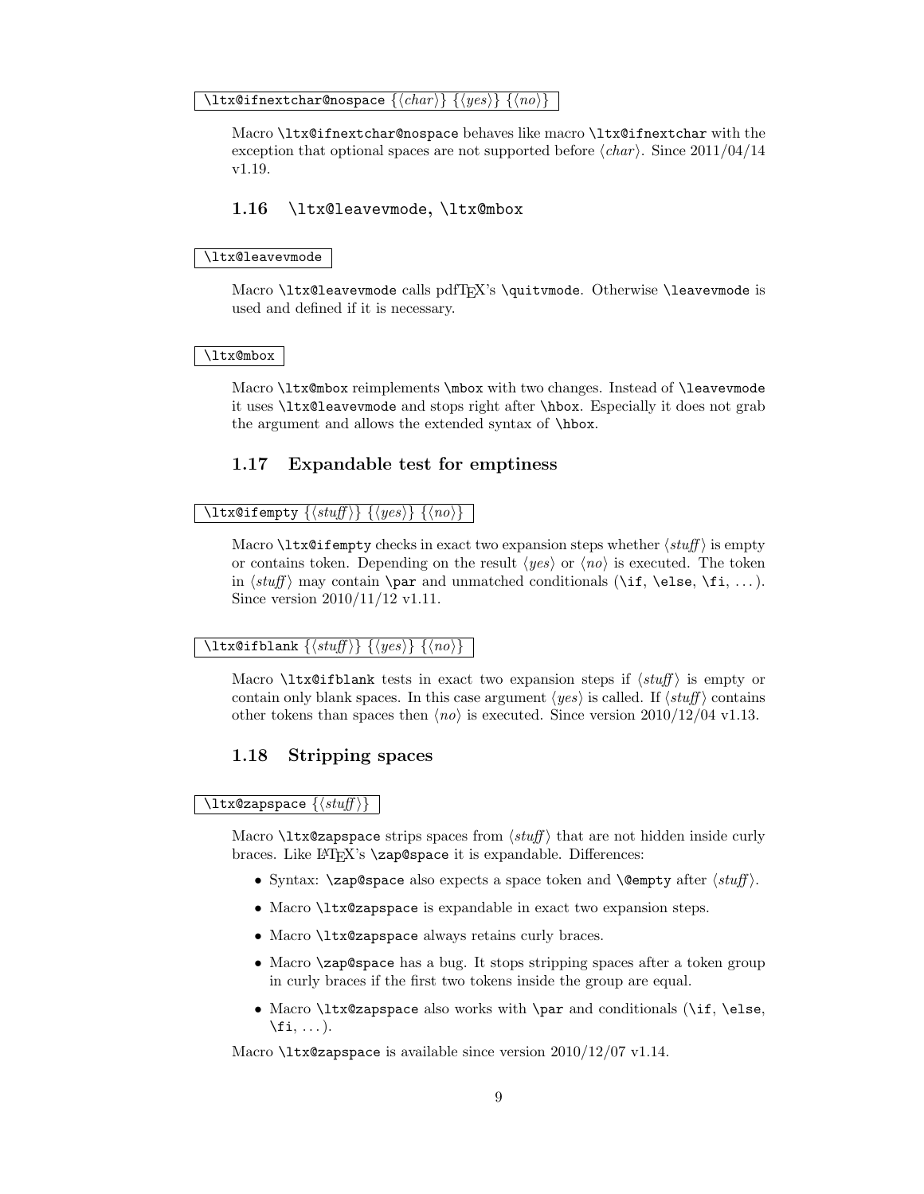`\ltx@ifnextchar@nospace {⟨char⟩} {⟨yes⟩} {⟨no⟩}`

Macro `\ltx@ifnextchar@nospace` behaves like macro `\ltx@ifnextchar` with the exception that optional spaces are not supported before ⟨*char*⟩. Since 2011/04/14 v1.19.

### 1.16 `\ltx@leavevmode`, `\ltx@mbox`

`\ltx@leavevmode`

Macro `\ltx@leavevmode` calls pdfTEX's `\quitvmode`. Otherwise `\leavevmode` is used and defined if it is necessary.

`\ltx@mbox`

Macro `\ltx@mbox` reimplements `\mbox` with two changes. Instead of `\leavevmode` it uses `\ltx@leavevmode` and stops right after `\hbox`. Especially it does not grab the argument and allows the extended syntax of `\hbox`.

### 1.17 Expandable test for emptiness

`\ltx@ifempty {⟨stuff⟩} {⟨yes⟩} {⟨no⟩}`

Macro `\ltx@ifempty` checks in exact two expansion steps whether ⟨*stuff*⟩ is empty or contains token. Depending on the result ⟨*yes*⟩ or ⟨*no*⟩ is executed. The token in ⟨*stuff*⟩ may contain `\par` and unmatched conditionals (`\if`, `\else`, `\fi`, . . . ). Since version 2010/11/12 v1.11.

`\ltx@ifblank {⟨stuff⟩} {⟨yes⟩} {⟨no⟩}`

Macro `\ltx@ifblank` tests in exact two expansion steps if ⟨*stuff*⟩ is empty or contain only blank spaces. In this case argument ⟨*yes*⟩ is called. If ⟨*stuff*⟩ contains other tokens than spaces then ⟨*no*⟩ is executed. Since version 2010/12/04 v1.13.

### 1.18 Stripping spaces

`\ltx@zapspace {⟨stuff⟩}`

Macro `\ltx@zapspace` strips spaces from ⟨*stuff*⟩ that are not hidden inside curly braces. Like LATEX's `\zap@space` it is expandable. Differences:

- Syntax: `\zap@space` also expects a space token and `\@empty` after ⟨*stuff*⟩.
- Macro `\ltx@zapspace` is expandable in exact two expansion steps.
- Macro `\ltx@zapspace` always retains curly braces.
- Macro `\zap@space` has a bug. It stops stripping spaces after a token group in curly braces if the first two tokens inside the group are equal.
- Macro `\ltx@zapspace` also works with `\par` and conditionals (`\if`, `\else`, `\fi`, . . . ).

Macro `\ltx@zapspace` is available since version 2010/12/07 v1.14.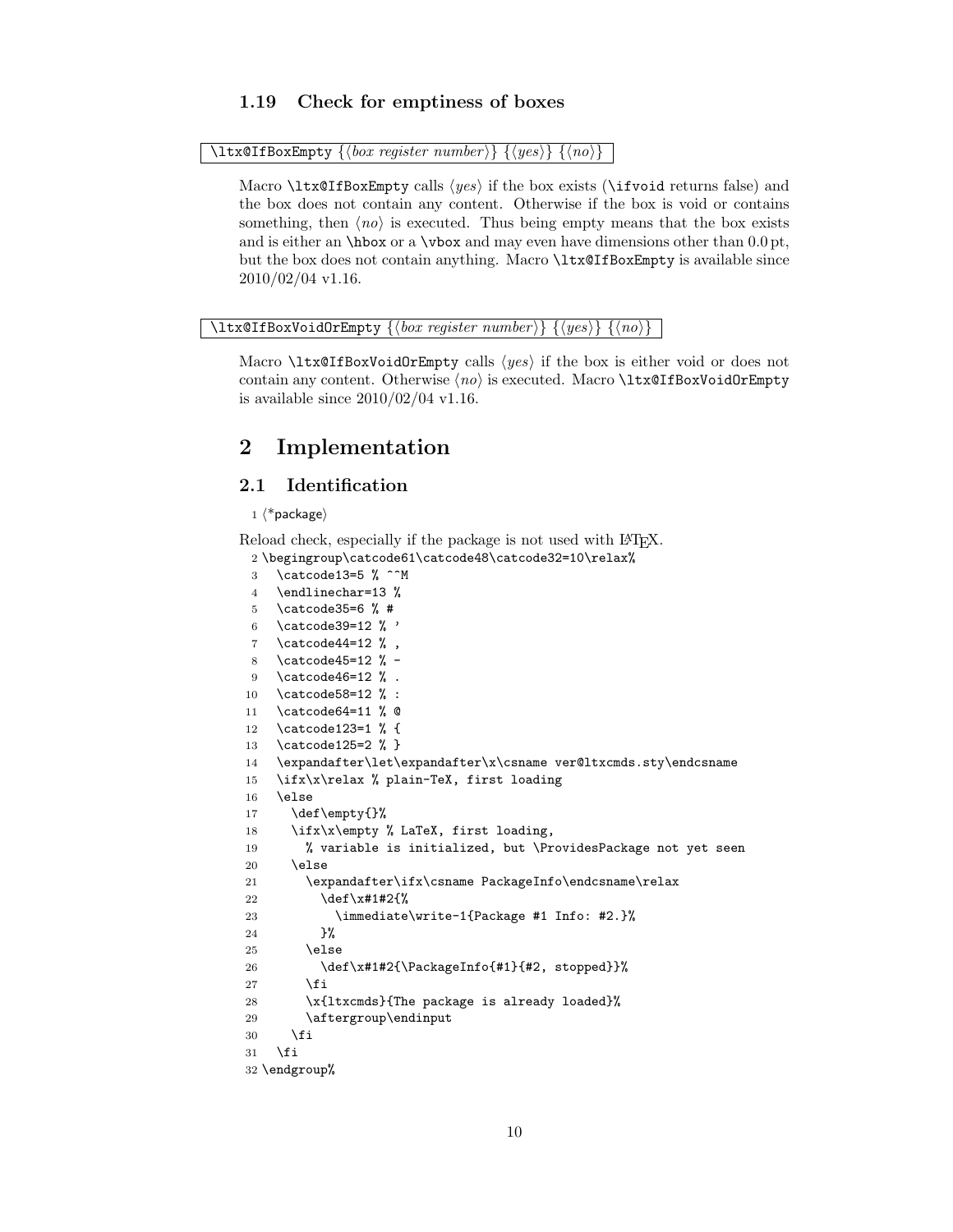### 1.19 Check for emptiness of boxes

`\ltx@IfBoxEmpty {⟨box register number⟩} {⟨yes⟩} {⟨no⟩}`

Macro `\ltx@IfBoxEmpty` calls ⟨*yes*⟩ if the box exists (`\ifvoid` returns false) and the box does not contain any content. Otherwise if the box is void or contains something, then ⟨*no*⟩ is executed. Thus being empty means that the box exists and is either an `\hbox` or a `\vbox` and may even have dimensions other than 0.0 pt, but the box does not contain anything. Macro `\ltx@IfBoxEmpty` is available since 2010/02/04 v1.16.

`\ltx@IfBoxVoidOrEmpty {⟨box register number⟩} {⟨yes⟩} {⟨no⟩}`

Macro `\ltx@IfBoxVoidOrEmpty` calls ⟨*yes*⟩ if the box is either void or does not contain any content. Otherwise ⟨*no*⟩ is executed. Macro `\ltx@IfBoxVoidOrEmpty` is available since 2010/02/04 v1.16.

# 2 Implementation

## 2.1 Identification

```
1 ⟨*package⟩
```

Reload check, especially if the package is not used with LaTeX.

```
2 \begingroup\catcode61\catcode48\catcode32=10\relax%
3   \catcode13=5 % ^^M
4   \endlinechar=13 %
5   \catcode35=6 % #
6   \catcode39=12 % '
7   \catcode44=12 % ,
8   \catcode45=12 % -
9   \catcode46=12 % .
10  \catcode58=12 % :
11  \catcode64=11 % @
12  \catcode123=1 % {
13  \catcode125=2 % }
14  \expandafter\let\expandafter\x\csname ver@ltxcmds.sty\endcsname
15  \ifx\x\relax % plain-TeX, first loading
16  \else
17    \def\empty{}%
18    \ifx\x\empty % LaTeX, first loading,
19      % variable is initialized, but \ProvidesPackage not yet seen
20    \else
21      \expandafter\ifx\csname PackageInfo\endcsname\relax
22        \def\x#1#2{%
23          \immediate\write-1{Package #1 Info: #2.}%
24        }%
25      \else
26        \def\x#1#2{\PackageInfo{#1}{#2, stopped}}%
27      \fi
28      \x{ltxcmds}{The package is already loaded}%
29      \aftergroup\endinput
30    \fi
31  \fi
32 \endgroup%
```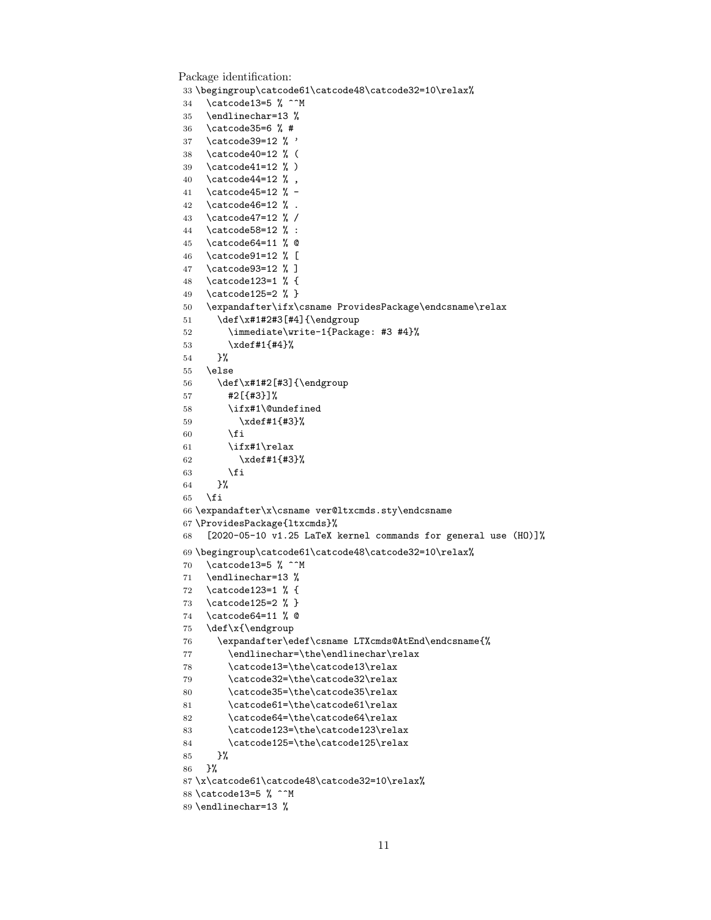Package identification:

```
33 \begingroup\catcode61\catcode48\catcode32=10\relax%
34   \catcode13=5 % ^^M
35   \endlinechar=13 %
36   \catcode35=6 % #
37   \catcode39=12 % '
38   \catcode40=12 % (
39   \catcode41=12 % )
40   \catcode44=12 % ,
41   \catcode45=12 % -
42   \catcode46=12 % .
43   \catcode47=12 % /
44   \catcode58=12 % :
45   \catcode64=11 % @
46   \catcode91=12 % [
47   \catcode93=12 % ]
48   \catcode123=1 % {
49   \catcode125=2 % }
50   \expandafter\ifx\csname ProvidesPackage\endcsname\relax
51     \def\x#1#2#3[#4]{\endgroup
52       \immediate\write-1{Package: #3 #4}%
53       \xdef#1{#4}%
54     }%
55   \else
56     \def\x#1#2[#3]{\endgroup
57       #2[{#3}]%
58       \ifx#1\@undefined
59         \xdef#1{#3}%
60       \fi
61       \ifx#1\relax
62         \xdef#1{#3}%
63       \fi
64     }%
65   \fi
66 \expandafter\x\csname ver@ltxcmds.sty\endcsname
67 \ProvidesPackage{ltxcmds}%
68   [2020-05-10 v1.25 LaTeX kernel commands for general use (HO)]%
69 \begingroup\catcode61\catcode48\catcode32=10\relax%
70   \catcode13=5 % ^^M
71   \endlinechar=13 %
72   \catcode123=1 % {
73   \catcode125=2 % }
74   \catcode64=11 % @
75   \def\x{\endgroup
76     \expandafter\edef\csname LTXcmds@AtEnd\endcsname{%
77       \endlinechar=\the\endlinechar\relax
78       \catcode13=\the\catcode13\relax
79       \catcode32=\the\catcode32\relax
80       \catcode35=\the\catcode35\relax
81       \catcode61=\the\catcode61\relax
82       \catcode64=\the\catcode64\relax
83       \catcode123=\the\catcode123\relax
84       \catcode125=\the\catcode125\relax
85     }%
86   }%
87 \x\catcode61\catcode48\catcode32=10\relax%
88 \catcode13=5 % ^^M
89 \endlinechar=13 %
```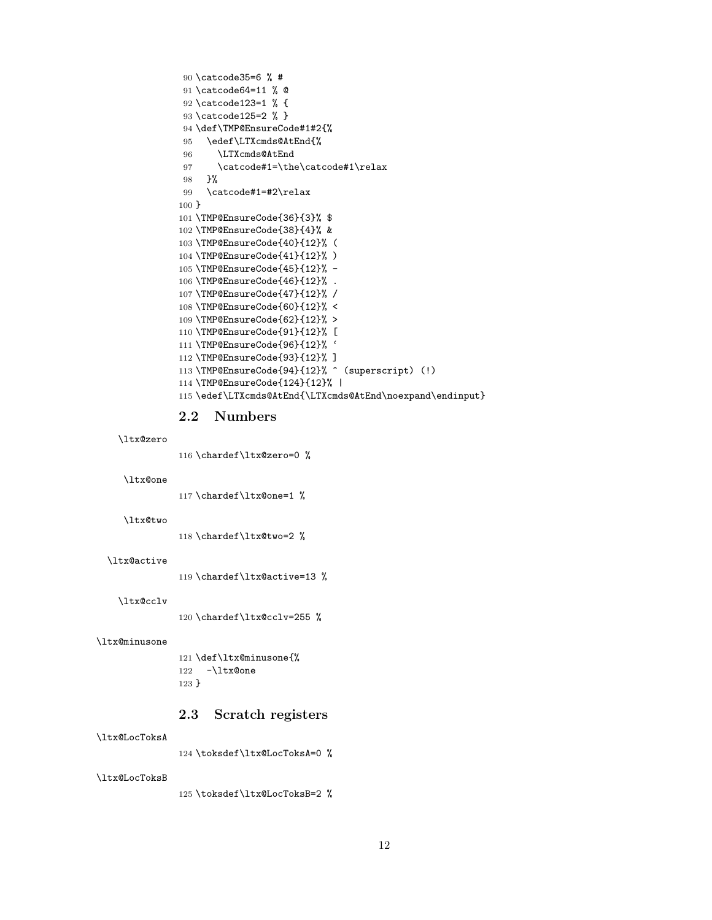```
90 \catcode35=6 % #
91 \catcode64=11 % @
92 \catcode123=1 % {
93 \catcode125=2 % }
94 \def\TMP@EnsureCode#1#2{%
95   \edef\LTXcmds@AtEnd{%
96     \LTXcmds@AtEnd
97     \catcode#1=\the\catcode#1\relax
98   }%
99   \catcode#1=#2\relax
100 }
101 \TMP@EnsureCode{36}{3}% $
102 \TMP@EnsureCode{38}{4}% &
103 \TMP@EnsureCode{40}{12}% (
104 \TMP@EnsureCode{41}{12}% )
105 \TMP@EnsureCode{45}{12}% -
106 \TMP@EnsureCode{46}{12}% .
107 \TMP@EnsureCode{47}{12}% /
108 \TMP@EnsureCode{60}{12}% <
109 \TMP@EnsureCode{62}{12}% >
110 \TMP@EnsureCode{91}{12}% [
111 \TMP@EnsureCode{96}{12}% `
112 \TMP@EnsureCode{93}{12}% ]
113 \TMP@EnsureCode{94}{12}% ^ (superscript) (!)
114 \TMP@EnsureCode{124}{12}% |
115 \edef\LTXcmds@AtEnd{\LTXcmds@AtEnd\noexpand\endinput}
```

## 2.2 Numbers

\ltx@zero

```
116 \chardef\ltx@zero=0 %
```

\ltx@one

```
117 \chardef\ltx@one=1 %
```

\ltx@two

```
118 \chardef\ltx@two=2 %
```

\ltx@active

```
119 \chardef\ltx@active=13 %
```

\ltx@cclv

```
120 \chardef\ltx@cclv=255 %
```

\ltx@minusone

```
121 \def\ltx@minusone{%
122   -\ltx@one
123 }
```

## 2.3 Scratch registers

\ltx@LocToksA

```
124 \toksdef\ltx@LocToksA=0 %
```

\ltx@LocToksB

```
125 \toksdef\ltx@LocToksB=2 %
```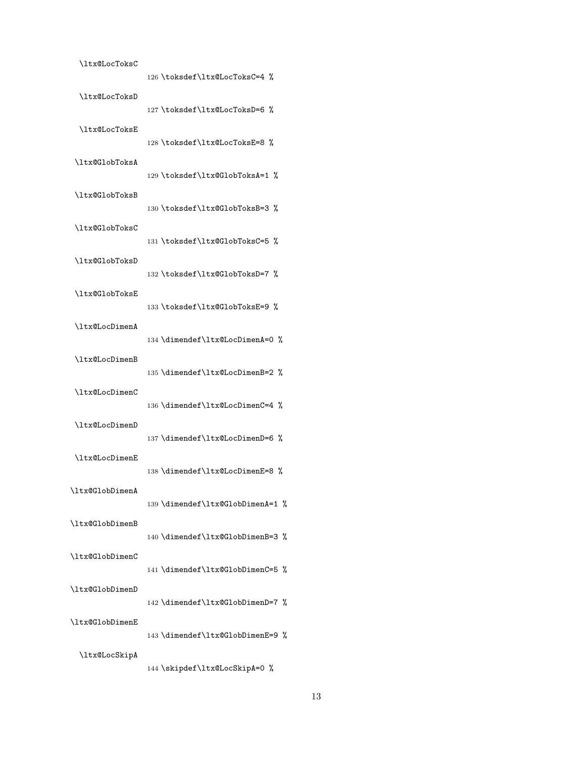\ltx@LocToksC

```
126 \toksdef\ltx@LocToksC=4 %
```

\ltx@LocToksD

```
127 \toksdef\ltx@LocToksD=6 %
```

\ltx@LocToksE

```
128 \toksdef\ltx@LocToksE=8 %
```

\ltx@GlobToksA

```
129 \toksdef\ltx@GlobToksA=1 %
```

\ltx@GlobToksB

```
130 \toksdef\ltx@GlobToksB=3 %
```

\ltx@GlobToksC

```
131 \toksdef\ltx@GlobToksC=5 %
```

\ltx@GlobToksD

```
132 \toksdef\ltx@GlobToksD=7 %
```

\ltx@GlobToksE

```
133 \toksdef\ltx@GlobToksE=9 %
```

\ltx@LocDimenA

```
134 \dimendef\ltx@LocDimenA=0 %
```

\ltx@LocDimenB

```
135 \dimendef\ltx@LocDimenB=2 %
```

\ltx@LocDimenC

```
136 \dimendef\ltx@LocDimenC=4 %
```

\ltx@LocDimenD

```
137 \dimendef\ltx@LocDimenD=6 %
```

\ltx@LocDimenE

```
138 \dimendef\ltx@LocDimenE=8 %
```

\ltx@GlobDimenA

```
139 \dimendef\ltx@GlobDimenA=1 %
```

\ltx@GlobDimenB

```
140 \dimendef\ltx@GlobDimenB=3 %
```

\ltx@GlobDimenC

```
141 \dimendef\ltx@GlobDimenC=5 %
```

\ltx@GlobDimenD

```
142 \dimendef\ltx@GlobDimenD=7 %
```

\ltx@GlobDimenE

```
143 \dimendef\ltx@GlobDimenE=9 %
```

\ltx@LocSkipA

```
144 \skipdef\ltx@LocSkipA=0 %
```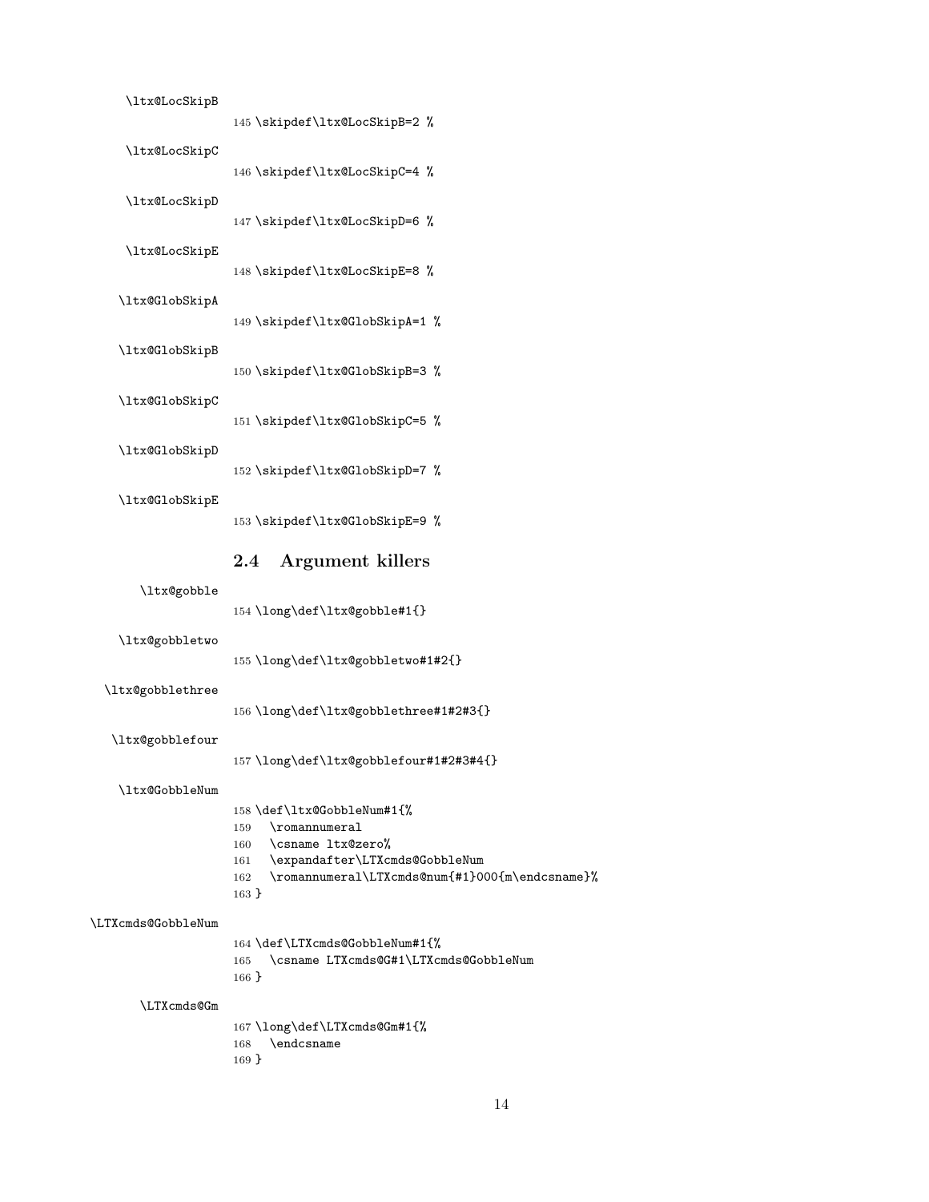\ltx@LocSkipB

```
145 \skipdef\ltx@LocSkipB=2 %
```

\ltx@LocSkipC

```
146 \skipdef\ltx@LocSkipC=4 %
```

\ltx@LocSkipD

```
147 \skipdef\ltx@LocSkipD=6 %
```

\ltx@LocSkipE

```
148 \skipdef\ltx@LocSkipE=8 %
```

\ltx@GlobSkipA

```
149 \skipdef\ltx@GlobSkipA=1 %
```

\ltx@GlobSkipB

```
150 \skipdef\ltx@GlobSkipB=3 %
```

\ltx@GlobSkipC

```
151 \skipdef\ltx@GlobSkipC=5 %
```

\ltx@GlobSkipD

```
152 \skipdef\ltx@GlobSkipD=7 %
```

\ltx@GlobSkipE

```
153 \skipdef\ltx@GlobSkipE=9 %
```

## 2.4 Argument killers

\ltx@gobble

```
154 \long\def\ltx@gobble#1{}
```

\ltx@gobbletwo

```
155 \long\def\ltx@gobbletwo#1#2{}
```

\ltx@gobblethree

```
156 \long\def\ltx@gobblethree#1#2#3{}
```

\ltx@gobblefour

```
157 \long\def\ltx@gobblefour#1#2#3#4{}
```

\ltx@GobbleNum

```
158 \def\ltx@GobbleNum#1{%
159   \romannumeral
160   \csname ltx@zero%
161   \expandafter\LTXcmds@GobbleNum
162   \romannumeral\LTXcmds@num{#1}000{m\endcsname}%
163 }
```

\LTXcmds@GobbleNum

```
164 \def\LTXcmds@GobbleNum#1{%
165   \csname LTXcmds@G#1\LTXcmds@GobbleNum
166 }
```

\LTXcmds@Gm

```
167 \long\def\LTXcmds@Gm#1{%
168   \endcsname
169 }
```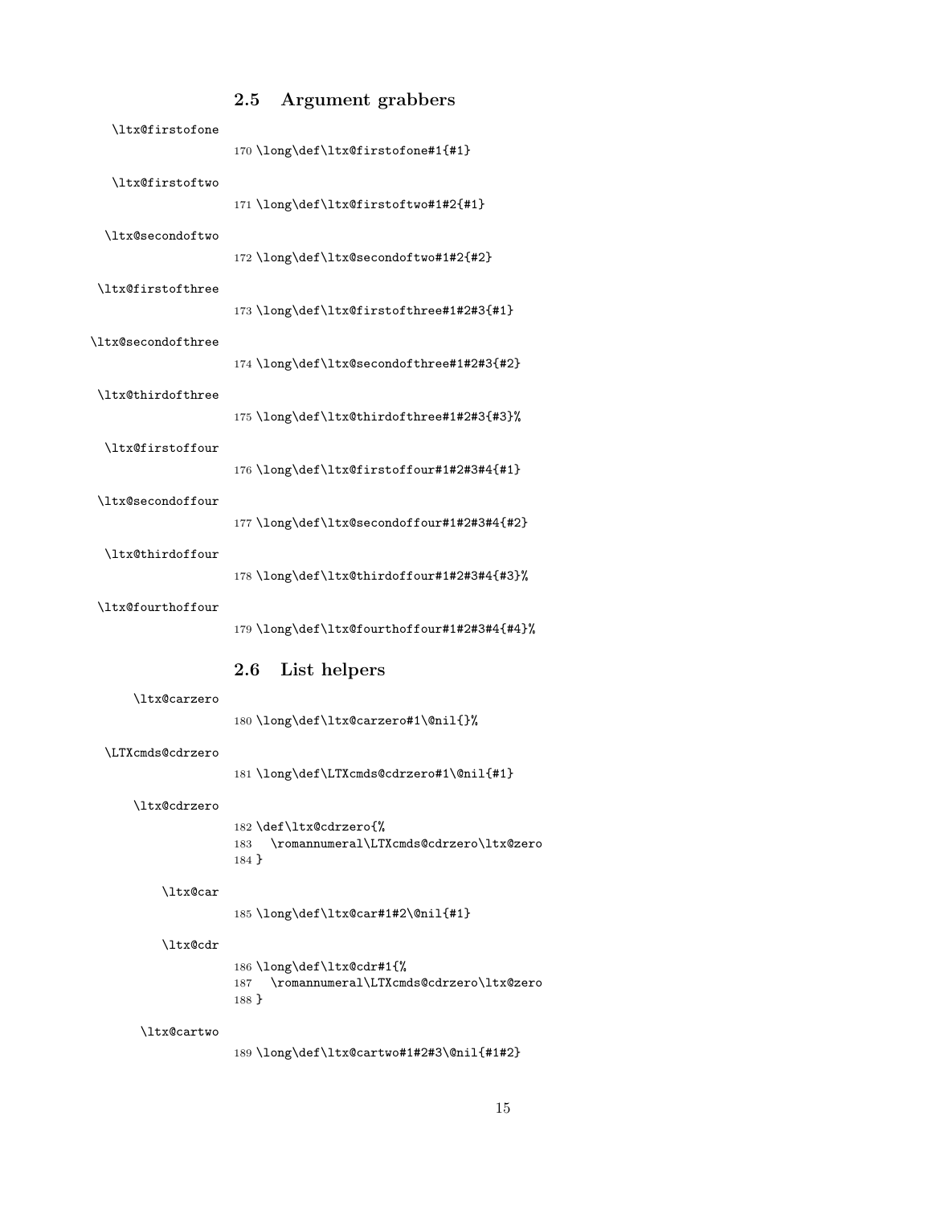## 2.5 Argument grabbers

\ltx@firstofone

```
170 \long\def\ltx@firstofone#1{#1}
```

\ltx@firstoftwo

```
171 \long\def\ltx@firstoftwo#1#2{#1}
```

\ltx@secondoftwo

```
172 \long\def\ltx@secondoftwo#1#2{#2}
```

\ltx@firstofthree

```
173 \long\def\ltx@firstofthree#1#2#3{#1}
```

\ltx@secondofthree

```
174 \long\def\ltx@secondofthree#1#2#3{#2}
```

\ltx@thirdofthree

```
175 \long\def\ltx@thirdofthree#1#2#3{#3}%
```

\ltx@firstoffour

```
176 \long\def\ltx@firstoffour#1#2#3#4{#1}
```

\ltx@secondoffour

```
177 \long\def\ltx@secondoffour#1#2#3#4{#2}
```

\ltx@thirdoffour

```
178 \long\def\ltx@thirdoffour#1#2#3#4{#3}%
```

\ltx@fourthoffour

```
179 \long\def\ltx@fourthoffour#1#2#3#4{#4}%
```

## 2.6 List helpers

\ltx@carzero

```
180 \long\def\ltx@carzero#1\@nil{}%
```

\LTXcmds@cdrzero

```
181 \long\def\LTXcmds@cdrzero#1\@nil{#1}
```

\ltx@cdrzero

```
182 \def\ltx@cdrzero{%
183   \romannumeral\LTXcmds@cdrzero\ltx@zero
184 }
```

\ltx@car

```
185 \long\def\ltx@car#1#2\@nil{#1}
```

\ltx@cdr

```
186 \long\def\ltx@cdr#1{%
187   \romannumeral\LTXcmds@cdrzero\ltx@zero
188 }
```

\ltx@cartwo

```
189 \long\def\ltx@cartwo#1#2#3\@nil{#1#2}
```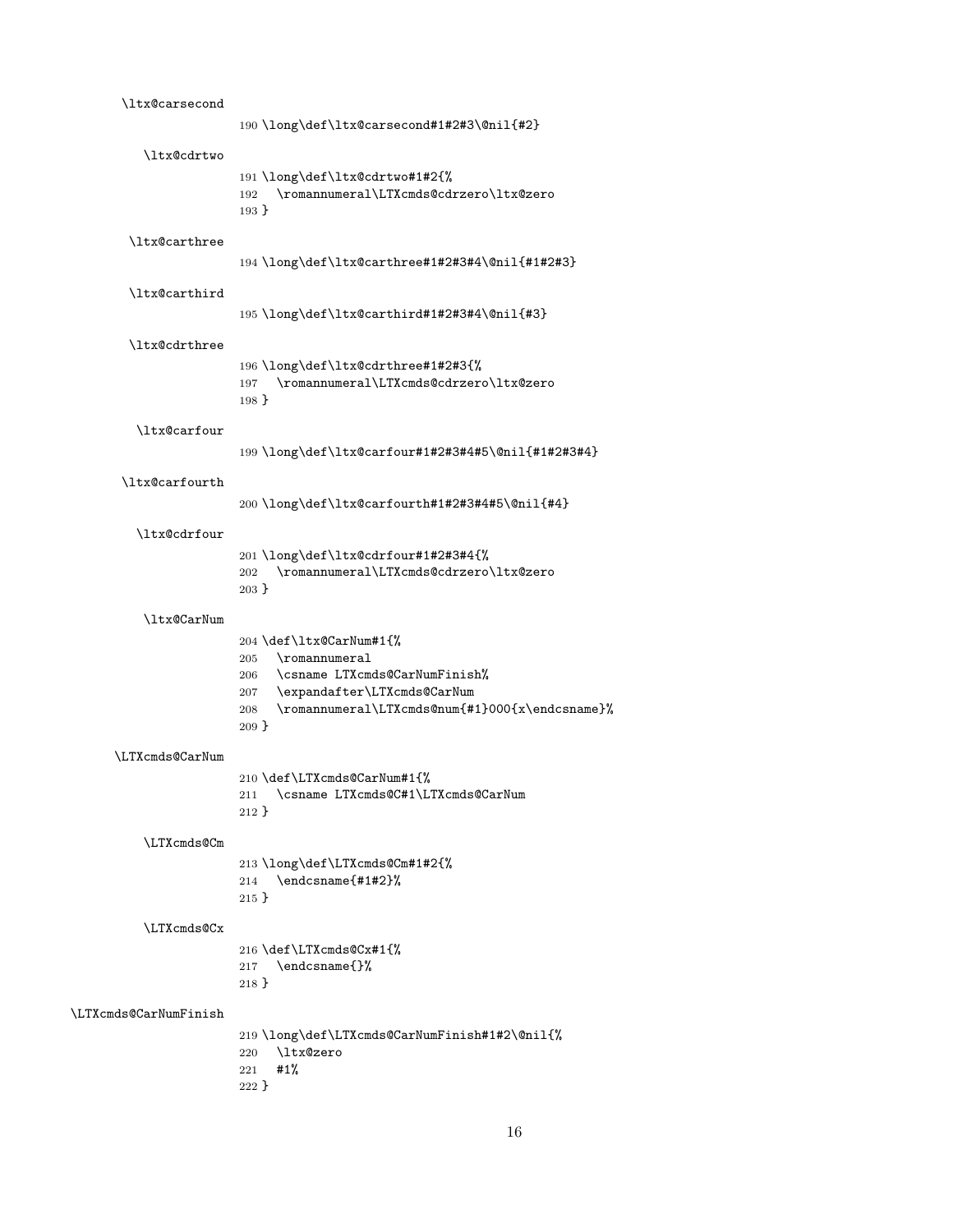\ltx@carsecond

```
190 \long\def\ltx@carsecond#1#2#3\@nil{#2}
```

\ltx@cdrtwo

```
191 \long\def\ltx@cdrtwo#1#2{%
192   \romannumeral\LTXcmds@cdrzero\ltx@zero
193 }
```

\ltx@carthree

```
194 \long\def\ltx@carthree#1#2#3#4\@nil{#1#2#3}
```

\ltx@carthird

```
195 \long\def\ltx@carthird#1#2#3#4\@nil{#3}
```

\ltx@cdrthree

```
196 \long\def\ltx@cdrthree#1#2#3{%
197   \romannumeral\LTXcmds@cdrzero\ltx@zero
198 }
```

\ltx@carfour

```
199 \long\def\ltx@carfour#1#2#3#4#5\@nil{#1#2#3#4}
```

\ltx@carfourth

```
200 \long\def\ltx@carfourth#1#2#3#4#5\@nil{#4}
```

\ltx@cdrfour

```
201 \long\def\ltx@cdrfour#1#2#3#4{%
202   \romannumeral\LTXcmds@cdrzero\ltx@zero
203 }
```

\ltx@CarNum

```
204 \def\ltx@CarNum#1{%
205   \romannumeral
206   \csname LTXcmds@CarNumFinish%
207   \expandafter\LTXcmds@CarNum
208   \romannumeral\LTXcmds@num{#1}000{x\endcsname}%
209 }
```

\LTXcmds@CarNum

```
210 \def\LTXcmds@CarNum#1{%
211   \csname LTXcmds@C#1\LTXcmds@CarNum
212 }
```

\LTXcmds@Cm

```
213 \long\def\LTXcmds@Cm#1#2{%
214   \endcsname{#1#2}%
215 }
```

\LTXcmds@Cx

```
216 \def\LTXcmds@Cx#1{%
217   \endcsname{}%
218 }
```

\LTXcmds@CarNumFinish

```
219 \long\def\LTXcmds@CarNumFinish#1#2\@nil{%
220   \ltx@zero
221   #1%
222 }
```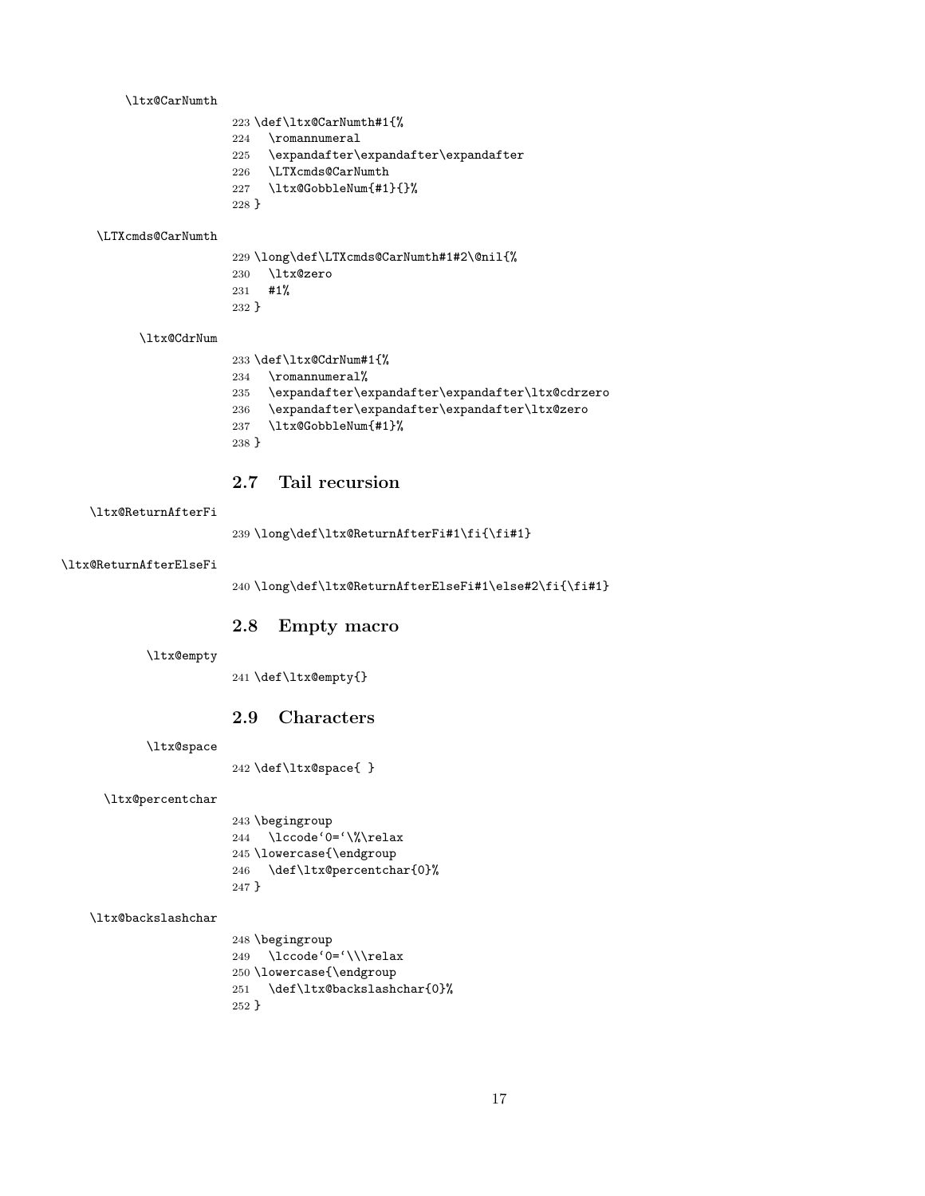\ltx@CarNumth

```
223 \def\ltx@CarNumth#1{%
224   \romannumeral
225   \expandafter\expandafter\expandafter
226   \LTXcmds@CarNumth
227   \ltx@GobbleNum{#1}{}%
228 }
```

\LTXcmds@CarNumth

```
229 \long\def\LTXcmds@CarNumth#1#2\@nil{%
230   \ltx@zero
231   #1%
232 }
```

\ltx@CdrNum

```
233 \def\ltx@CdrNum#1{%
234   \romannumeral%
235   \expandafter\expandafter\expandafter\ltx@cdrzero
236   \expandafter\expandafter\expandafter\ltx@zero
237   \ltx@GobbleNum{#1}%
238 }
```

## 2.7 Tail recursion

\ltx@ReturnAfterFi

```
239 \long\def\ltx@ReturnAfterFi#1\fi{\fi#1}
```

\ltx@ReturnAfterElseFi

```
240 \long\def\ltx@ReturnAfterElseFi#1\else#2\fi{\fi#1}
```

## 2.8 Empty macro

\ltx@empty

```
241 \def\ltx@empty{}
```

## 2.9 Characters

\ltx@space

```
242 \def\ltx@space{ }
```

\ltx@percentchar

```
243 \begingroup
244   \lccode`0=`\%\relax
245 \lowercase{\endgroup
246   \def\ltx@percentchar{0}%
247 }
```

\ltx@backslashchar

```
248 \begingroup
249   \lccode`0=`\\\relax
250 \lowercase{\endgroup
251   \def\ltx@backslashchar{0}%
252 }
```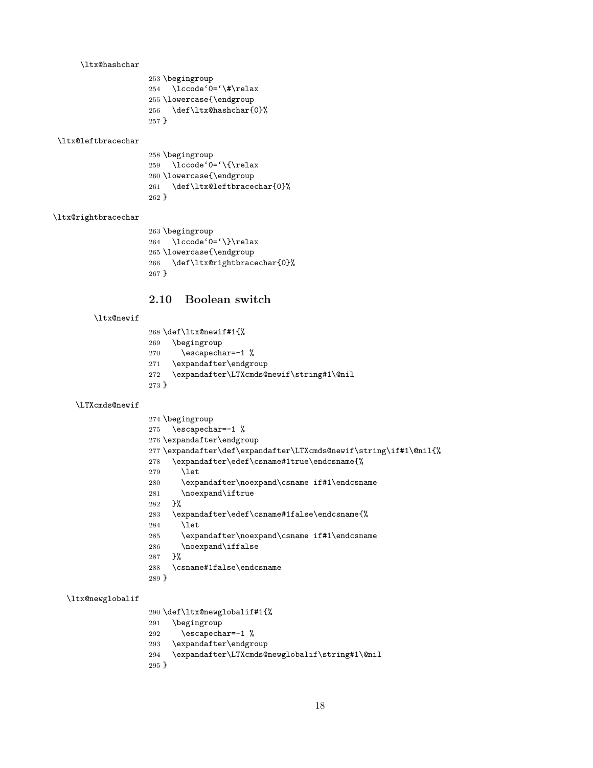\ltx@hashchar

```
253 \begingroup
254   \lccode`0=`\#\relax
255 \lowercase{\endgroup
256   \def\ltx@hashchar{0}%
257 }
```

\ltx@leftbracechar

```
258 \begingroup
259   \lccode`0=`\{\relax
260 \lowercase{\endgroup
261   \def\ltx@leftbracechar{0}%
262 }
```

\ltx@rightbracechar

```
263 \begingroup
264   \lccode`0=`\}\relax
265 \lowercase{\endgroup
266   \def\ltx@rightbracechar{0}%
267 }
```

## 2.10 Boolean switch

\ltx@newif

```
268 \def\ltx@newif#1{%
269   \begingroup
270     \escapechar=-1 %
271   \expandafter\endgroup
272   \expandafter\LTXcmds@newif\string#1\@nil
273 }
```

\LTXcmds@newif

```
274 \begingroup
275   \escapechar=-1 %
276 \expandafter\endgroup
277 \expandafter\def\expandafter\LTXcmds@newif\string\if#1\@nil{%
278   \expandafter\edef\csname#1true\endcsname{%
279     \let
280     \expandafter\noexpand\csname if#1\endcsname
281     \noexpand\iftrue
282   }%
283   \expandafter\edef\csname#1false\endcsname{%
284     \let
285     \expandafter\noexpand\csname if#1\endcsname
286     \noexpand\iffalse
287   }%
288   \csname#1false\endcsname
289 }
```

\ltx@newglobalif

```
290 \def\ltx@newglobalif#1{%
291   \begingroup
292     \escapechar=-1 %
293   \expandafter\endgroup
294   \expandafter\LTXcmds@newglobalif\string#1\@nil
295 }
```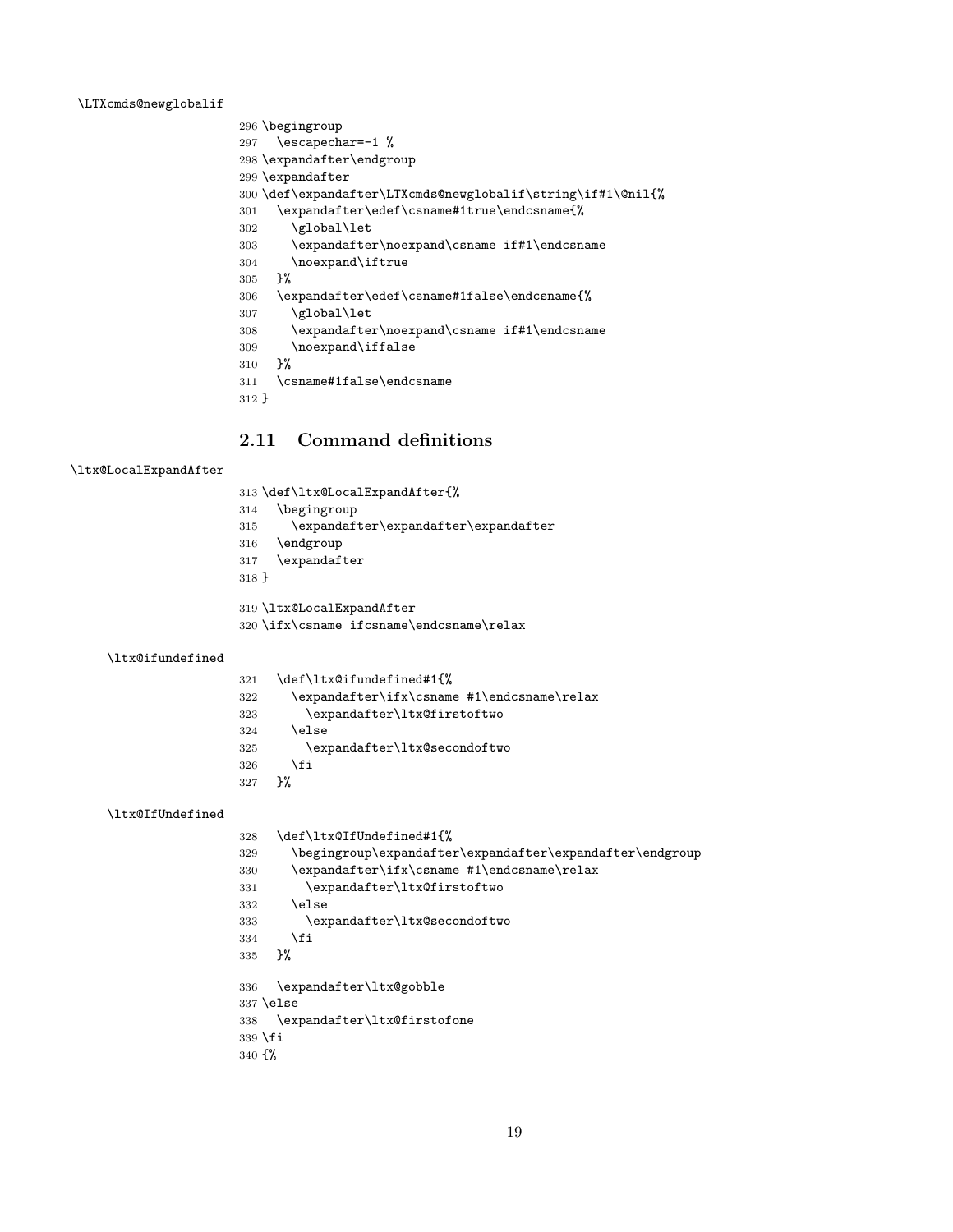\LTXcmds@newglobalif

```
296 \begingroup
297   \escapechar=-1 %
298 \expandafter\endgroup
299 \expandafter
300 \def\expandafter\LTXcmds@newglobalif\string\if#1\@nil{%
301   \expandafter\edef\csname#1true\endcsname{%
302     \global\let
303     \expandafter\noexpand\csname if#1\endcsname
304     \noexpand\iftrue
305   }%
306   \expandafter\edef\csname#1false\endcsname{%
307     \global\let
308     \expandafter\noexpand\csname if#1\endcsname
309     \noexpand\iffalse
310   }%
311   \csname#1false\endcsname
312 }
```

## 2.11 Command definitions

\ltx@LocalExpandAfter

```
313 \def\ltx@LocalExpandAfter{%
314   \begingroup
315     \expandafter\expandafter\expandafter
316   \endgroup
317   \expandafter
318 }
```

```
319 \ltx@LocalExpandAfter
320 \ifx\csname ifcsname\endcsname\relax
```

\ltx@ifundefined

```
321   \def\ltx@ifundefined#1{%
322     \expandafter\ifx\csname #1\endcsname\relax
323       \expandafter\ltx@firstoftwo
324     \else
325       \expandafter\ltx@secondoftwo
326     \fi
327   }%
```

\ltx@IfUndefined

```
328   \def\ltx@IfUndefined#1{%
329     \begingroup\expandafter\expandafter\expandafter\endgroup
330     \expandafter\ifx\csname #1\endcsname\relax
331       \expandafter\ltx@firstoftwo
332     \else
333       \expandafter\ltx@secondoftwo
334     \fi
335   }%
```

```
336   \expandafter\ltx@gobble
337 \else
338   \expandafter\ltx@firstofone
339 \fi
340 {%
```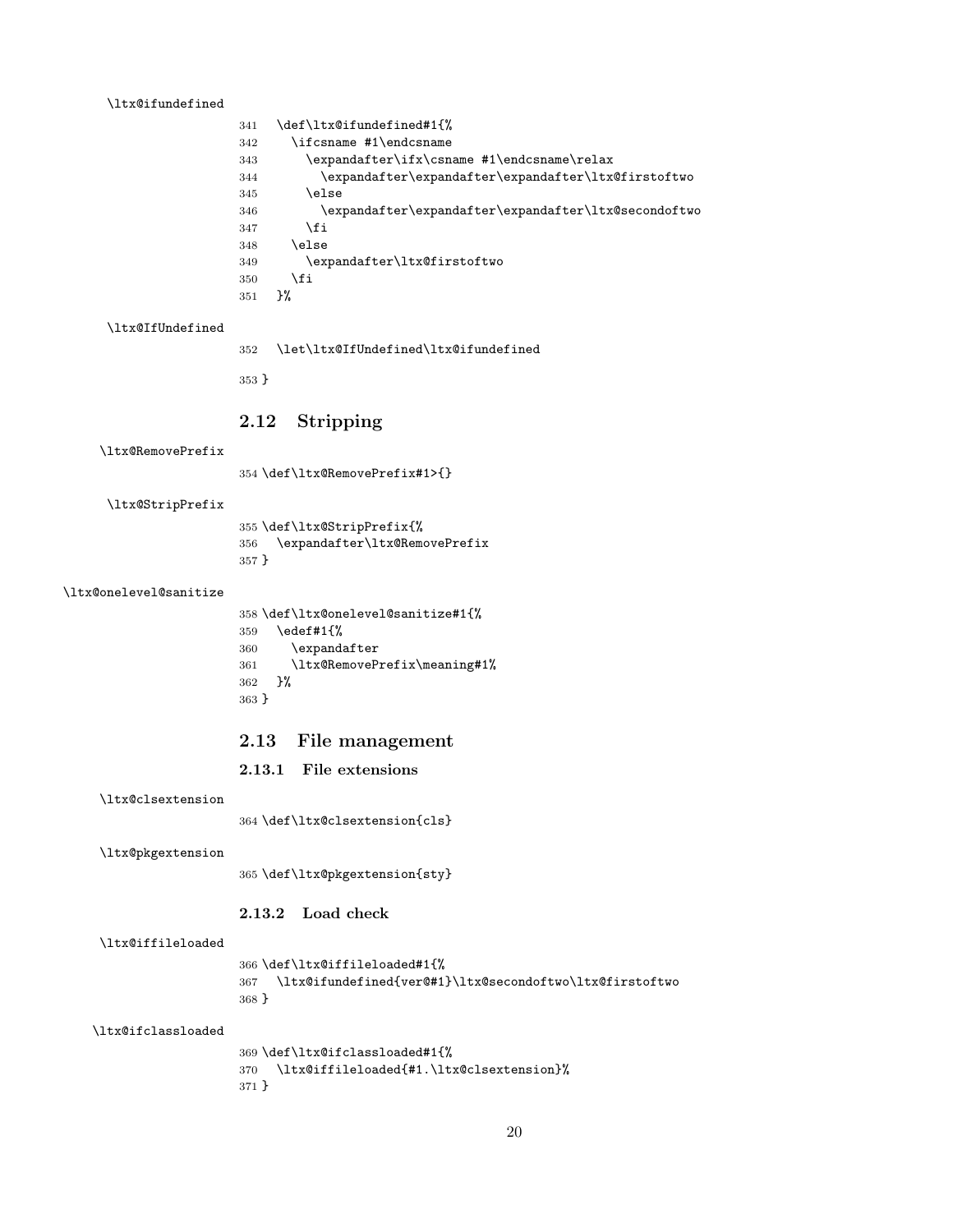\ltx@ifundefined

```
341   \def\ltx@ifundefined#1{%
342     \ifcsname #1\endcsname
343       \expandafter\ifx\csname #1\endcsname\relax
344         \expandafter\expandafter\expandafter\ltx@firstoftwo
345       \else
346         \expandafter\expandafter\expandafter\ltx@secondoftwo
347       \fi
348     \else
349       \expandafter\ltx@firstoftwo
350     \fi
351   }%
```

\ltx@IfUndefined

```
352   \let\ltx@IfUndefined\ltx@ifundefined
353 }
```

## 2.12 Stripping

\ltx@RemovePrefix

```
354 \def\ltx@RemovePrefix#1>{}
```

\ltx@StripPrefix

```
355 \def\ltx@StripPrefix{%
356   \expandafter\ltx@RemovePrefix
357 }
```

\ltx@onelevel@sanitize

```
358 \def\ltx@onelevel@sanitize#1{%
359   \edef#1{%
360     \expandafter
361     \ltx@RemovePrefix\meaning#1%
362   }%
363 }
```

## 2.13 File management

### 2.13.1 File extensions

\ltx@clsextension

```
364 \def\ltx@clsextension{cls}
```

\ltx@pkgextension

```
365 \def\ltx@pkgextension{sty}
```

### 2.13.2 Load check

\ltx@iffileloaded

```
366 \def\ltx@iffileloaded#1{%
367   \ltx@ifundefined{ver@#1}\ltx@secondoftwo\ltx@firstoftwo
368 }
```

\ltx@ifclassloaded

```
369 \def\ltx@ifclassloaded#1{%
370   \ltx@iffileloaded{#1.\ltx@clsextension}%
371 }
```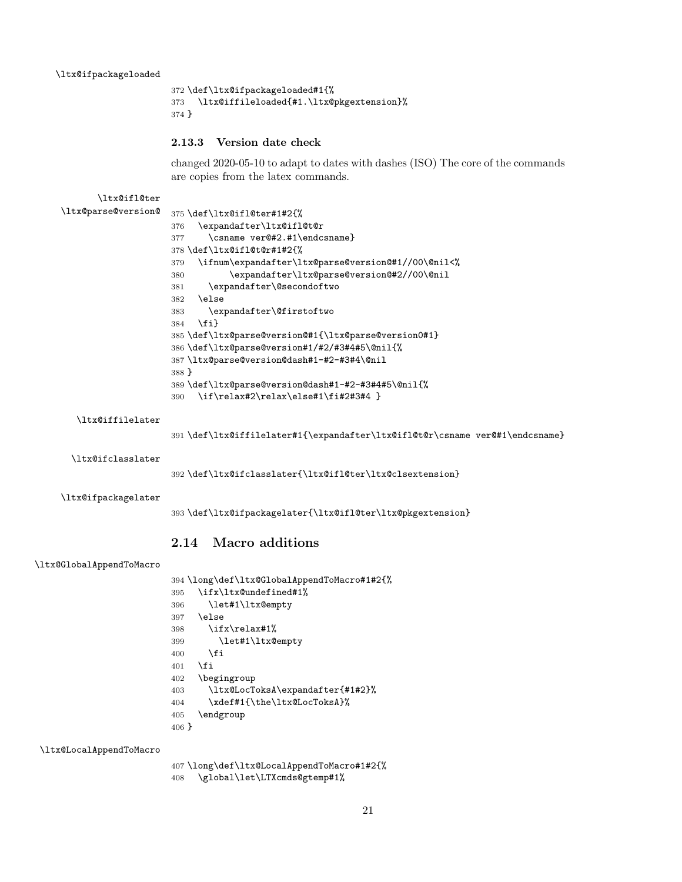\ltx@ifpackageloaded

```
372 \def\ltx@ifpackageloaded#1{%
373   \ltx@iffileloaded{#1.\ltx@pkgextension}%
374 }
```

### 2.13.3 Version date check

changed 2020-05-10 to adapt to dates with dashes (ISO) The core of the commands are copies from the latex commands.

\ltx@ifl@ter
\ltx@parse@version@

```
375 \def\ltx@ifl@ter#1#2{%
376   \expandafter\ltx@ifl@t@r
377     \csname ver@#2.#1\endcsname}
378 \def\ltx@ifl@t@r#1#2{%
379   \ifnum\expandafter\ltx@parse@version@#1//00\@nil<%
380         \expandafter\ltx@parse@version@#2//00\@nil
381     \expandafter\@secondoftwo
382   \else
383     \expandafter\@firstoftwo
384   \fi}
385 \def\ltx@parse@version@#1{\ltx@parse@version0#1}
386 \def\ltx@parse@version#1/#2/#3#4#5\@nil{%
387 \ltx@parse@version@dash#1-#2-#3#4\@nil
388 }
389 \def\ltx@parse@version@dash#1-#2-#3#4#5\@nil{%
390   \if\relax#2\relax\else#1\fi#2#3#4 }
```

\ltx@iffilelater

```
391 \def\ltx@iffilelater#1{\expandafter\ltx@ifl@t@r\csname ver@#1\endcsname}
```

\ltx@ifclasslater

```
392 \def\ltx@ifclasslater{\ltx@ifl@ter\ltx@clsextension}
```

\ltx@ifpackagelater

```
393 \def\ltx@ifpackagelater{\ltx@ifl@ter\ltx@pkgextension}
```

## 2.14 Macro additions

\ltx@GlobalAppendToMacro

```
394 \long\def\ltx@GlobalAppendToMacro#1#2{%
395   \ifx\ltx@undefined#1%
396     \let#1\ltx@empty
397   \else
398     \ifx\relax#1%
399       \let#1\ltx@empty
400     \fi
401   \fi
402   \begingroup
403     \ltx@LocToksA\expandafter{#1#2}%
404     \xdef#1{\the\ltx@LocToksA}%
405   \endgroup
406 }
```

\ltx@LocalAppendToMacro

```
407 \long\def\ltx@LocalAppendToMacro#1#2{%
408   \global\let\LTXcmds@gtemp#1%
```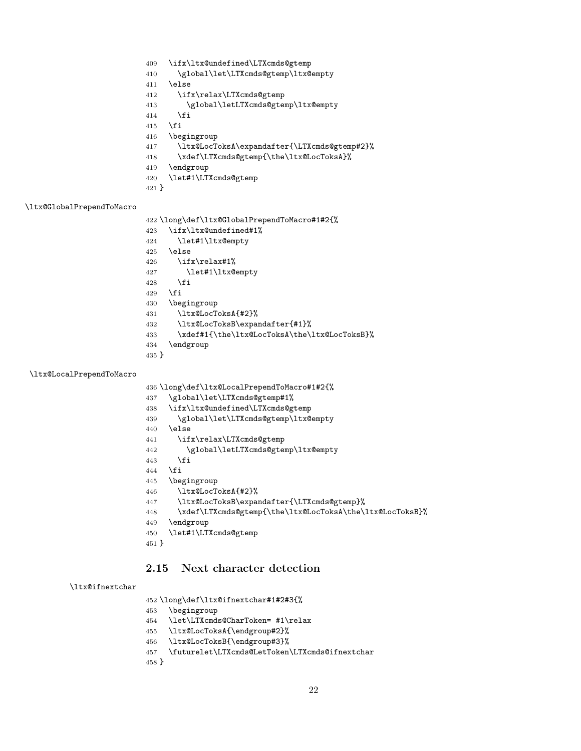```
409   \ifx\ltx@undefined\LTXcmds@gtemp
410     \global\let\LTXcmds@gtemp\ltx@empty
411   \else
412     \ifx\relax\LTXcmds@gtemp
413       \global\letLTXcmds@gtemp\ltx@empty
414     \fi
415   \fi
416   \begingroup
417     \ltx@LocToksA\expandafter{\LTXcmds@gtemp#2}%
418     \xdef\LTXcmds@gtemp{\the\ltx@LocToksA}%
419   \endgroup
420   \let#1\LTXcmds@gtemp
421 }
```

\ltx@GlobalPrependToMacro

```
422 \long\def\ltx@GlobalPrependToMacro#1#2{%
423   \ifx\ltx@undefined#1%
424     \let#1\ltx@empty
425   \else
426     \ifx\relax#1%
427       \let#1\ltx@empty
428     \fi
429   \fi
430   \begingroup
431     \ltx@LocToksA{#2}%
432     \ltx@LocToksB\expandafter{#1}%
433     \xdef#1{\the\ltx@LocToksA\the\ltx@LocToksB}%
434   \endgroup
435 }
```

\ltx@LocalPrependToMacro

```
436 \long\def\ltx@LocalPrependToMacro#1#2{%
437   \global\let\LTXcmds@gtemp#1%
438   \ifx\ltx@undefined\LTXcmds@gtemp
439     \global\let\LTXcmds@gtemp\ltx@empty
440   \else
441     \ifx\relax\LTXcmds@gtemp
442       \global\letLTXcmds@gtemp\ltx@empty
443     \fi
444   \fi
445   \begingroup
446     \ltx@LocToksA{#2}%
447     \ltx@LocToksB\expandafter{\LTXcmds@gtemp}%
448     \xdef\LTXcmds@gtemp{\the\ltx@LocToksA\the\ltx@LocToksB}%
449   \endgroup
450   \let#1\LTXcmds@gtemp
451 }
```

### 2.15 Next character detection

\ltx@ifnextchar

```
452 \long\def\ltx@ifnextchar#1#2#3{%
453   \begingroup
454   \let\LTXcmds@CharToken= #1\relax
455   \ltx@LocToksA{\endgroup#2}%
456   \ltx@LocToksB{\endgroup#3}%
457   \futurelet\LTXcmds@LetToken\LTXcmds@ifnextchar
458 }
```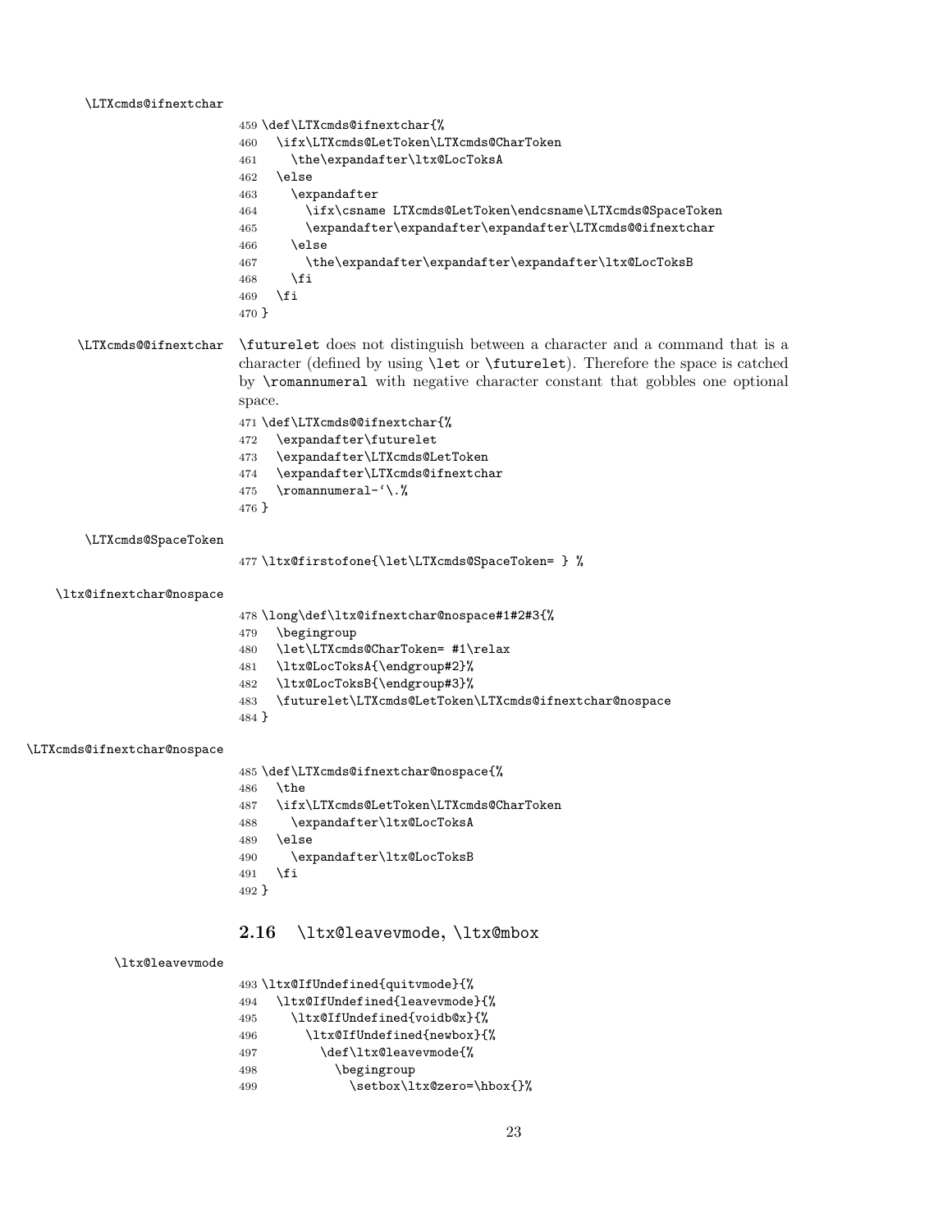\LTXcmds@ifnextchar

```
459 \def\LTXcmds@ifnextchar{%
460   \ifx\LTXcmds@LetToken\LTXcmds@CharToken
461     \the\expandafter\ltx@LocToksA
462   \else
463     \expandafter
464       \ifx\csname LTXcmds@LetToken\endcsname\LTXcmds@SpaceToken
465       \expandafter\expandafter\expandafter\LTXcmds@@ifnextchar
466     \else
467       \the\expandafter\expandafter\expandafter\ltx@LocToksB
468     \fi
469   \fi
470 }
```

\LTXcmds@@ifnextchar — \futurelet does not distinguish between a character and a command that is a character (defined by using \let or \futurelet). Therefore the space is catched by \romannumeral with negative character constant that gobbles one optional space.

```
471 \def\LTXcmds@@ifnextchar{%
472   \expandafter\futurelet
473   \expandafter\LTXcmds@LetToken
474   \expandafter\LTXcmds@ifnextchar
475   \romannumeral-`\.%
476 }
```

\LTXcmds@SpaceToken

```
477 \ltx@firstofone{\let\LTXcmds@SpaceToken= } %
```

\ltx@ifnextchar@nospace

```
478 \long\def\ltx@ifnextchar@nospace#1#2#3{%
479   \begingroup
480   \let\LTXcmds@CharToken= #1\relax
481   \ltx@LocToksA{\endgroup#2}%
482   \ltx@LocToksB{\endgroup#3}%
483   \futurelet\LTXcmds@LetToken\LTXcmds@ifnextchar@nospace
484 }
```

\LTXcmds@ifnextchar@nospace

```
485 \def\LTXcmds@ifnextchar@nospace{%
486   \the
487   \ifx\LTXcmds@LetToken\LTXcmds@CharToken
488     \expandafter\ltx@LocToksA
489   \else
490     \expandafter\ltx@LocToksB
491   \fi
492 }
```

## 2.16 \ltx@leavevmode, \ltx@mbox

\ltx@leavevmode

```
493 \ltx@IfUndefined{quitvmode}{%
494   \ltx@IfUndefined{leavevmode}{%
495     \ltx@IfUndefined{voidb@x}{%
496       \ltx@IfUndefined{newbox}{%
497         \def\ltx@leavevmode{%
498           \begingroup
499             \setbox\ltx@zero=\hbox{}%
```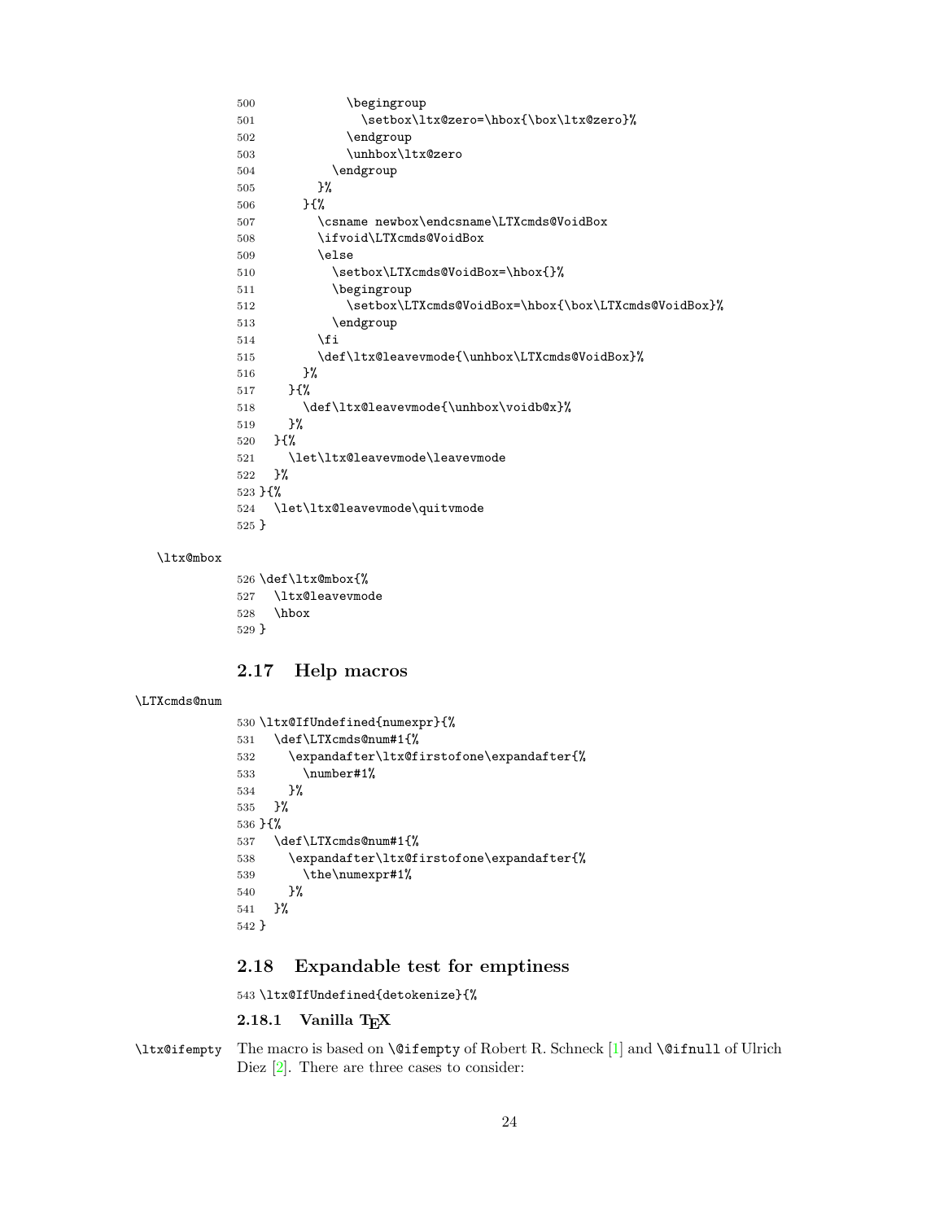```
500             \begingroup
501               \setbox\ltx@zero=\hbox{\box\ltx@zero}%
502             \endgroup
503             \unhbox\ltx@zero
504           \endgroup
505         }%
506       }{%
507         \csname newbox\endcsname\LTXcmds@VoidBox
508         \ifvoid\LTXcmds@VoidBox
509         \else
510           \setbox\LTXcmds@VoidBox=\hbox{}%
511           \begingroup
512             \setbox\LTXcmds@VoidBox=\hbox{\box\LTXcmds@VoidBox}%
513           \endgroup
514         \fi
515         \def\ltx@leavevmode{\unhbox\LTXcmds@VoidBox}%
516       }%
517     }{%
518       \def\ltx@leavevmode{\unhbox\voidb@x}%
519     }%
520   }{%
521     \let\ltx@leavevmode\leavevmode
522   }%
523 }{%
524   \let\ltx@leavevmode\quitvmode
525 }
```

\ltx@mbox

```
526 \def\ltx@mbox{%
527   \ltx@leavevmode
528   \hbox
529 }
```

## 2.17 Help macros

\LTXcmds@num

```
530 \ltx@IfUndefined{numexpr}{%
531   \def\LTXcmds@num#1{%
532     \expandafter\ltx@firstofone\expandafter{%
533       \number#1%
534     }%
535   }%
536 }{%
537   \def\LTXcmds@num#1{%
538     \expandafter\ltx@firstofone\expandafter{%
539       \the\numexpr#1%
540     }%
541   }%
542 }
```

## 2.18 Expandable test for emptiness

```
543 \ltx@IfUndefined{detokenize}{%
```

### 2.18.1 Vanilla TeX

\ltx@ifempty The macro is based on `\@ifempty` of Robert R. Schneck [1] and `\@ifnull` of Ulrich Diez [2]. There are three cases to consider: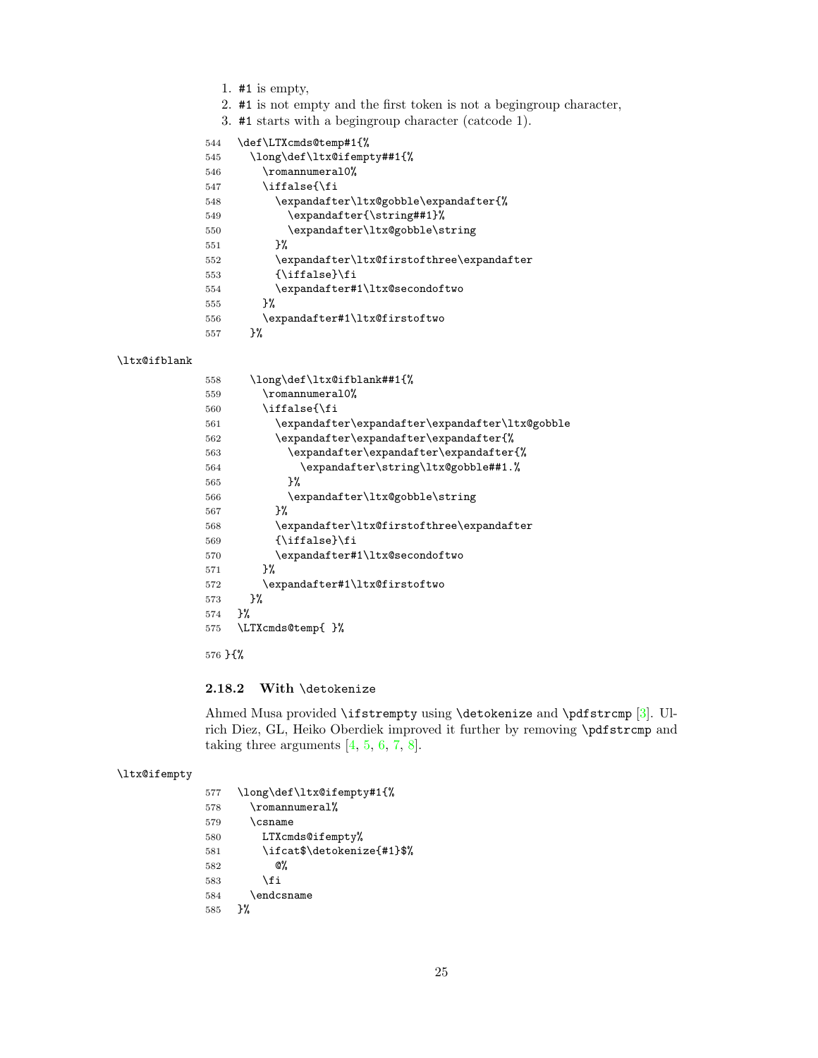1. `#1` is empty,
2. `#1` is not empty and the first token is not a begingroup character,
3. `#1` starts with a begingroup character (catcode 1).

```
544  \def\LTXcmds@temp#1{%
545    \long\def\ltx@ifempty##1{%
546      \romannumeral0%
547      \iffalse{\fi
548        \expandafter\ltx@gobble\expandafter{%
549          \expandafter{\string##1}%
550          \expandafter\ltx@gobble\string
551        }%
552        \expandafter\ltx@firstofthree\expandafter
553        {\iffalse}\fi
554        \expandafter#1\ltx@secondoftwo
555      }%
556      \expandafter#1\ltx@firstoftwo
557    }%
```

`\ltx@ifblank`

```
558    \long\def\ltx@ifblank##1{%
559      \romannumeral0%
560      \iffalse{\fi
561        \expandafter\expandafter\expandafter\ltx@gobble
562        \expandafter\expandafter\expandafter{%
563          \expandafter\expandafter\expandafter{%
564            \expandafter\string\ltx@gobble##1.%
565          }%
566          \expandafter\ltx@gobble\string
567        }%
568        \expandafter\ltx@firstofthree\expandafter
569        {\iffalse}\fi
570        \expandafter#1\ltx@secondoftwo
571      }%
572      \expandafter#1\ltx@firstoftwo
573    }%
574  }%
575  \LTXcmds@temp{ }%
```

```
576 }{%
```

### 2.18.2 With `\detokenize`

Ahmed Musa provided `\ifstrempty` using `\detokenize` and `\pdfstrcmp` [3]. Ulrich Diez, GL, Heiko Oberdiek improved it further by removing `\pdfstrcmp` and taking three arguments [4, 5, 6, 7, 8].

`\ltx@ifempty`

```
577  \long\def\ltx@ifempty#1{%
578    \romannumeral%
579    \csname
580      LTXcmds@ifempty%
581      \ifcat$\detokenize{#1}$%
582        @%
583      \fi
584    \endcsname
585  }%
```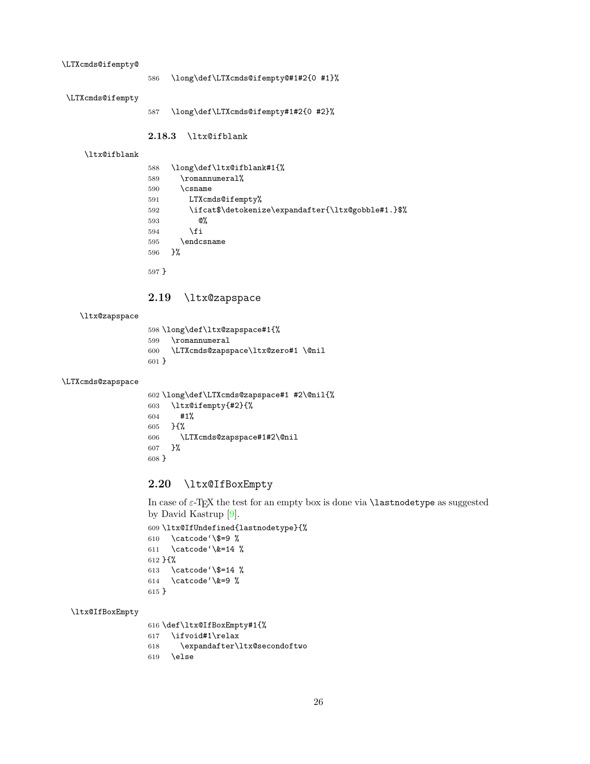\LTXcmds@ifempty@

```
586 \long\def\LTXcmds@ifempty@#1#2{0 #1}%
```

\LTXcmds@ifempty

```
587 \long\def\LTXcmds@ifempty#1#2{0 #2}%
```

### 2.18.3 \ltx@ifblank

\ltx@ifblank

```
588 \long\def\ltx@ifblank#1{%
589   \romannumeral%
590   \csname
591     LTXcmds@ifempty%
592     \ifcat$\detokenize\expandafter{\ltx@gobble#1.}$%
593       @%
594     \fi
595   \endcsname
596 }%

597 }
```

## 2.19 \ltx@zapspace

\ltx@zapspace

```
598 \long\def\ltx@zapspace#1{%
599   \romannumeral
600   \LTXcmds@zapspace\ltx@zero#1 \@nil
601 }
```

\LTXcmds@zapspace

```
602 \long\def\LTXcmds@zapspace#1 #2\@nil{%
603   \ltx@ifempty{#2}{%
604     #1%
605   }{%
606     \LTXcmds@zapspace#1#2\@nil
607   }%
608 }
```

## 2.20 \ltx@IfBoxEmpty

In case of ε-TEX the test for an empty box is done via \lastnodetype as suggested by David Kastrup [9].

```
609 \ltx@IfUndefined{lastnodetype}{%
610   \catcode`\$=9 %
611   \catcode`\&=14 %
612 }{%
613   \catcode`\$=14 %
614   \catcode`\&=9 %
615 }
```

\ltx@IfBoxEmpty

```
616 \def\ltx@IfBoxEmpty#1{%
617   \ifvoid#1\relax
618     \expandafter\ltx@secondoftwo
619   \else
```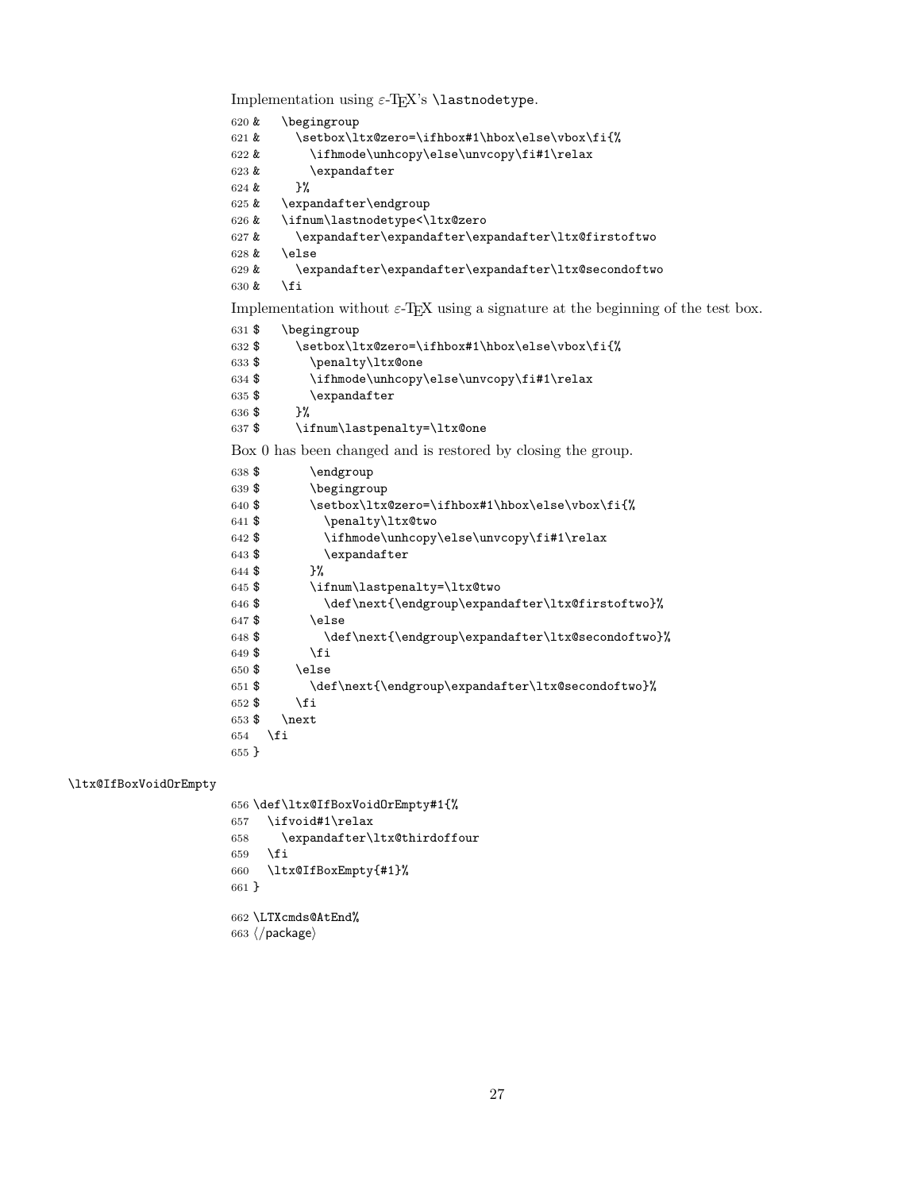Implementation using ε-TeX's \lastnodetype.

```
620 &    \begingroup
621 &      \setbox\ltx@zero=\ifhbox#1\hbox\else\vbox\fi{%
622 &        \ifhmode\unhcopy\else\unvcopy\fi#1\relax
623 &        \expandafter
624 &      }%
625 &    \expandafter\endgroup
626 &    \ifnum\lastnodetype<\ltx@zero
627 &      \expandafter\expandafter\expandafter\ltx@firstoftwo
628 &    \else
629 &      \expandafter\expandafter\expandafter\ltx@secondoftwo
630 &    \fi
```

Implementation without ε-TeX using a signature at the beginning of the test box.

```
631 $    \begingroup
632 $      \setbox\ltx@zero=\ifhbox#1\hbox\else\vbox\fi{%
633 $        \penalty\ltx@one
634 $        \ifhmode\unhcopy\else\unvcopy\fi#1\relax
635 $        \expandafter
636 $      }%
637 $      \ifnum\lastpenalty=\ltx@one
```

Box 0 has been changed and is restored by closing the group.

```
638 $        \endgroup
639 $        \begingroup
640 $        \setbox\ltx@zero=\ifhbox#1\hbox\else\vbox\fi{%
641 $          \penalty\ltx@two
642 $          \ifhmode\unhcopy\else\unvcopy\fi#1\relax
643 $          \expandafter
644 $        }%
645 $        \ifnum\lastpenalty=\ltx@two
646 $          \def\next{\endgroup\expandafter\ltx@firstoftwo}%
647 $        \else
648 $          \def\next{\endgroup\expandafter\ltx@secondoftwo}%
649 $        \fi
650 $      \else
651 $        \def\next{\endgroup\expandafter\ltx@secondoftwo}%
652 $      \fi
653 $    \next
654   \fi
655 }
```

\ltx@IfBoxVoidOrEmpty

```
656 \def\ltx@IfBoxVoidOrEmpty#1{%
657   \ifvoid#1\relax
658     \expandafter\ltx@thirdoffour
659   \fi
660   \ltx@IfBoxEmpty{#1}%
661 }

662 \LTXcmds@AtEnd%
663 </package>
```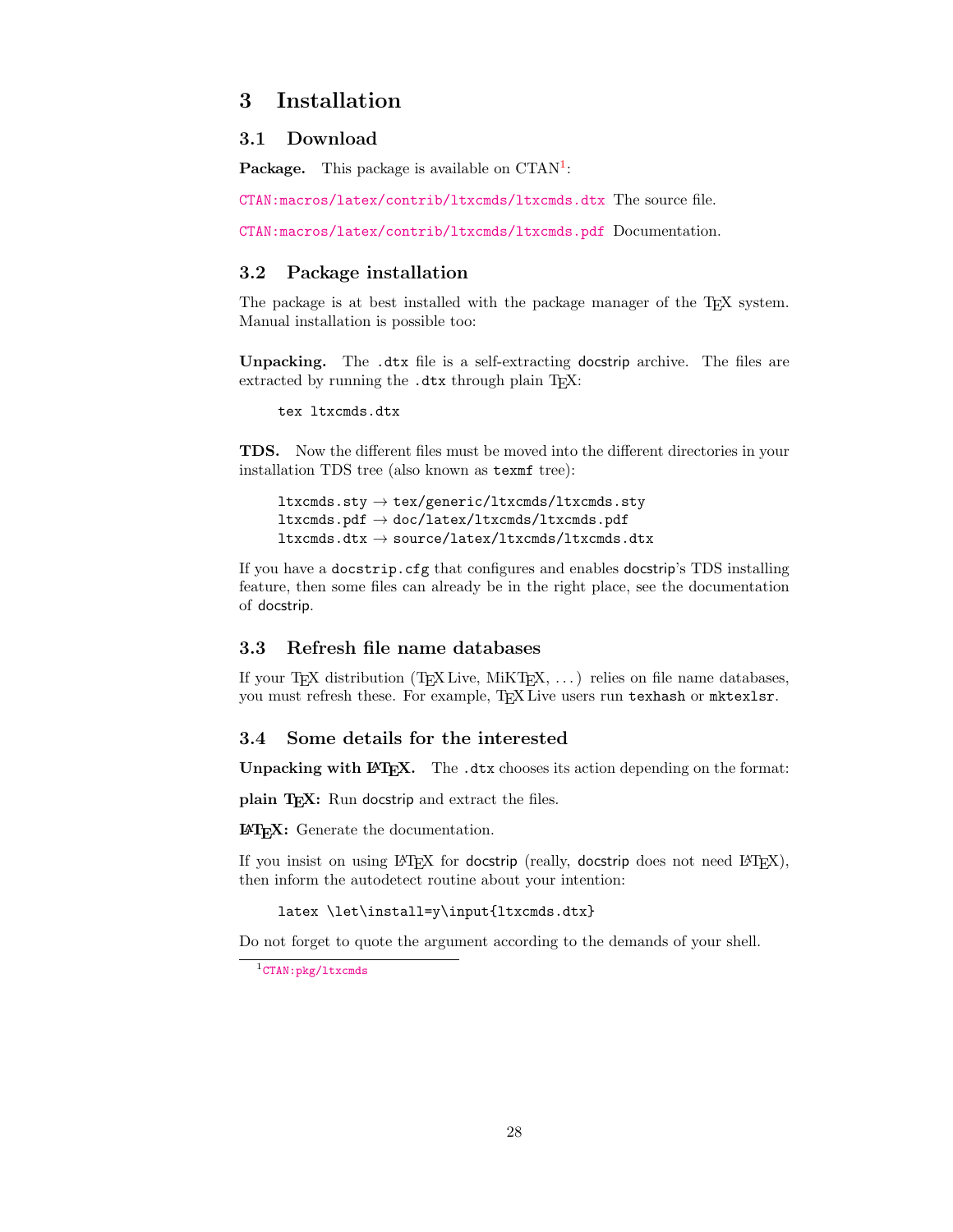# 3 Installation

## 3.1 Download

**Package.** This package is available on CTAN[1]:

CTAN:macros/latex/contrib/ltxcmds/ltxcmds.dtx The source file.

CTAN:macros/latex/contrib/ltxcmds/ltxcmds.pdf Documentation.

## 3.2 Package installation

The package is at best installed with the package manager of the TeX system. Manual installation is possible too:

**Unpacking.** The .dtx file is a self-extracting docstrip archive. The files are extracted by running the .dtx through plain TeX:

```
tex ltxcmds.dtx
```

**TDS.** Now the different files must be moved into the different directories in your installation TDS tree (also known as texmf tree):

```
ltxcmds.sty → tex/generic/ltxcmds/ltxcmds.sty
ltxcmds.pdf → doc/latex/ltxcmds/ltxcmds.pdf
ltxcmds.dtx → source/latex/ltxcmds/ltxcmds.dtx
```

If you have a docstrip.cfg that configures and enables docstrip's TDS installing feature, then some files can already be in the right place, see the documentation of docstrip.

## 3.3 Refresh file name databases

If your TeX distribution (TeX Live, MiKTeX, ...) relies on file name databases, you must refresh these. For example, TeX Live users run texhash or mktexlsr.

## 3.4 Some details for the interested

**Unpacking with LaTeX.** The .dtx chooses its action depending on the format:

**plain TeX:** Run docstrip and extract the files.

**LaTeX:** Generate the documentation.

If you insist on using LaTeX for docstrip (really, docstrip does not need LaTeX), then inform the autodetect routine about your intention:

```
latex \let\install=y\input{ltxcmds.dtx}
```

Do not forget to quote the argument according to the demands of your shell.

[1] CTAN:pkg/ltxcmds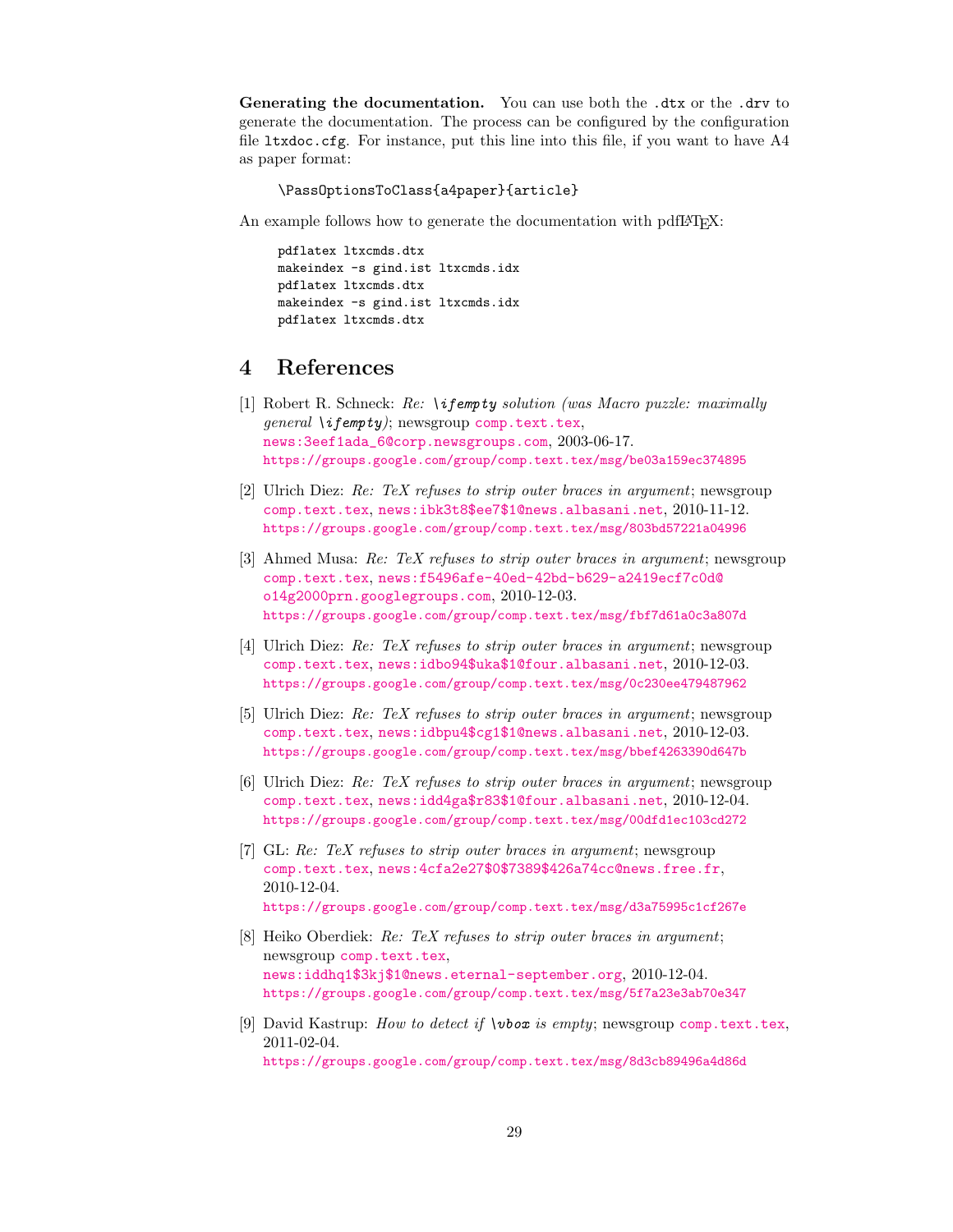**Generating the documentation.** You can use both the `.dtx` or the `.drv` to generate the documentation. The process can be configured by the configuration file `ltxdoc.cfg`. For instance, put this line into this file, if you want to have A4 as paper format:

```
\PassOptionsToClass{a4paper}{article}
```

An example follows how to generate the documentation with pdfLaTeX:

```
pdflatex ltxcmds.dtx
makeindex -s gind.ist ltxcmds.idx
pdflatex ltxcmds.dtx
makeindex -s gind.ist ltxcmds.idx
pdflatex ltxcmds.dtx
```

# 4 References

[1] Robert R. Schneck: *Re: `\ifempty` solution (was Macro puzzle: maximally general `\ifempty`)*; newsgroup `comp.text.tex`, `news:3eef1ada_6@corp.newsgroups.com`, 2003-06-17.
`https://groups.google.com/group/comp.text.tex/msg/be03a159ec374895`

[2] Ulrich Diez: *Re: TeX refuses to strip outer braces in argument*; newsgroup `comp.text.tex`, `news:ibk3t8$ee7$1@news.albasani.net`, 2010-11-12.
`https://groups.google.com/group/comp.text.tex/msg/803bd57221a04996`

[3] Ahmed Musa: *Re: TeX refuses to strip outer braces in argument*; newsgroup `comp.text.tex`, `news:f5496afe-40ed-42bd-b629-a2419ecf7c0d@o14g2000prn.googlegroups.com`, 2010-12-03.
`https://groups.google.com/group/comp.text.tex/msg/fbf7d61a0c3a807d`

[4] Ulrich Diez: *Re: TeX refuses to strip outer braces in argument*; newsgroup `comp.text.tex`, `news:idbo94$uka$1@four.albasani.net`, 2010-12-03.
`https://groups.google.com/group/comp.text.tex/msg/0c230ee479487962`

[5] Ulrich Diez: *Re: TeX refuses to strip outer braces in argument*; newsgroup `comp.text.tex`, `news:idbpu4$cg1$1@news.albasani.net`, 2010-12-03.
`https://groups.google.com/group/comp.text.tex/msg/bbef4263390d647b`

[6] Ulrich Diez: *Re: TeX refuses to strip outer braces in argument*; newsgroup `comp.text.tex`, `news:idd4ga$r83$1@four.albasani.net`, 2010-12-04.
`https://groups.google.com/group/comp.text.tex/msg/00dfd1ec103cd272`

[7] GL: *Re: TeX refuses to strip outer braces in argument*; newsgroup `comp.text.tex`, `news:4cfa2e27$0$7389$426a74cc@news.free.fr`, 2010-12-04.
`https://groups.google.com/group/comp.text.tex/msg/d3a75995c1cf267e`

[8] Heiko Oberdiek: *Re: TeX refuses to strip outer braces in argument*; newsgroup `comp.text.tex`, `news:iddhq1$3kj$1@news.eternal-september.org`, 2010-12-04.
`https://groups.google.com/group/comp.text.tex/msg/5f7a23e3ab70e347`

[9] David Kastrup: *How to detect if `\vbox` is empty*; newsgroup `comp.text.tex`, 2011-02-04.
`https://groups.google.com/group/comp.text.tex/msg/8d3cb89496a4d86d`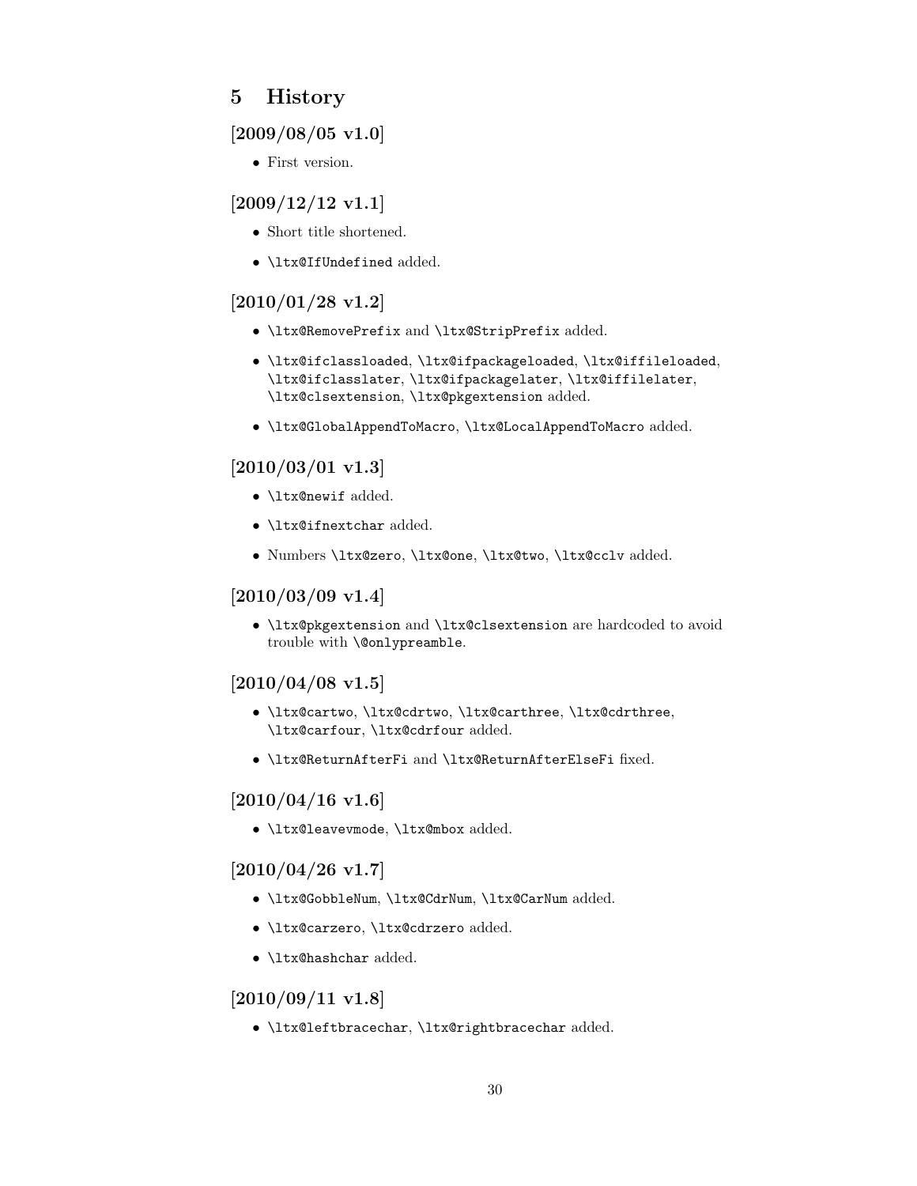# 5 History

## [2009/08/05 v1.0]

- First version.

## [2009/12/12 v1.1]

- Short title shortened.
- `\ltx@IfUndefined` added.

## [2010/01/28 v1.2]

- `\ltx@RemovePrefix` and `\ltx@StripPrefix` added.
- `\ltx@ifclassloaded`, `\ltx@ifpackageloaded`, `\ltx@iffileloaded`, `\ltx@ifclasslater`, `\ltx@ifpackagelater`, `\ltx@iffilelater`, `\ltx@clsextension`, `\ltx@pkgextension` added.
- `\ltx@GlobalAppendToMacro`, `\ltx@LocalAppendToMacro` added.

## [2010/03/01 v1.3]

- `\ltx@newif` added.
- `\ltx@ifnextchar` added.
- Numbers `\ltx@zero`, `\ltx@one`, `\ltx@two`, `\ltx@cclv` added.

## [2010/03/09 v1.4]

- `\ltx@pkgextension` and `\ltx@clsextension` are hardcoded to avoid trouble with `\@onlypreamble`.

## [2010/04/08 v1.5]

- `\ltx@cartwo`, `\ltx@cdrtwo`, `\ltx@carthree`, `\ltx@cdrthree`, `\ltx@carfour`, `\ltx@cdrfour` added.
- `\ltx@ReturnAfterFi` and `\ltx@ReturnAfterElseFi` fixed.

## [2010/04/16 v1.6]

- `\ltx@leavevmode`, `\ltx@mbox` added.

## [2010/04/26 v1.7]

- `\ltx@GobbleNum`, `\ltx@CdrNum`, `\ltx@CarNum` added.
- `\ltx@carzero`, `\ltx@cdrzero` added.
- `\ltx@hashchar` added.

## [2010/09/11 v1.8]

- `\ltx@leftbracechar`, `\ltx@rightbracechar` added.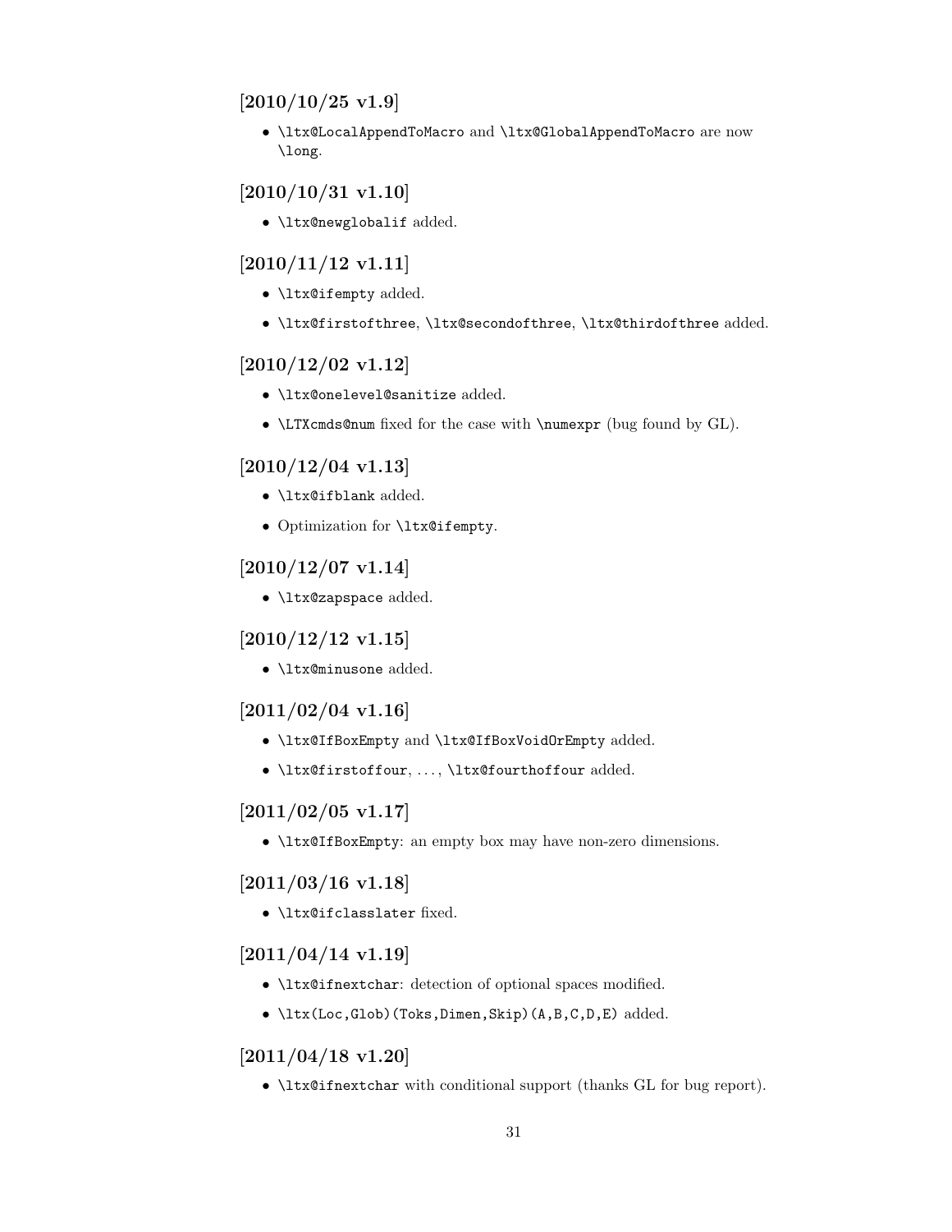## [2010/10/25 v1.9]

- `\ltx@LocalAppendToMacro` and `\ltx@GlobalAppendToMacro` are now `\long`.

## [2010/10/31 v1.10]

- `\ltx@newglobalif` added.

## [2010/11/12 v1.11]

- `\ltx@ifempty` added.
- `\ltx@firstofthree`, `\ltx@secondofthree`, `\ltx@thirdofthree` added.

## [2010/12/02 v1.12]

- `\ltx@onelevel@sanitize` added.
- `\LTXcmds@num` fixed for the case with `\numexpr` (bug found by GL).

## [2010/12/04 v1.13]

- `\ltx@ifblank` added.
- Optimization for `\ltx@ifempty`.

## [2010/12/07 v1.14]

- `\ltx@zapspace` added.

## [2010/12/12 v1.15]

- `\ltx@minusone` added.

## [2011/02/04 v1.16]

- `\ltx@IfBoxEmpty` and `\ltx@IfBoxVoidOrEmpty` added.
- `\ltx@firstoffour`, . . . , `\ltx@fourthoffour` added.

## [2011/02/05 v1.17]

- `\ltx@IfBoxEmpty`: an empty box may have non-zero dimensions.

## [2011/03/16 v1.18]

- `\ltx@ifclasslater` fixed.

## [2011/04/14 v1.19]

- `\ltx@ifnextchar`: detection of optional spaces modified.
- `\ltx(Loc,Glob)(Toks,Dimen,Skip)(A,B,C,D,E)` added.

## [2011/04/18 v1.20]

- `\ltx@ifnextchar` with conditional support (thanks GL for bug report).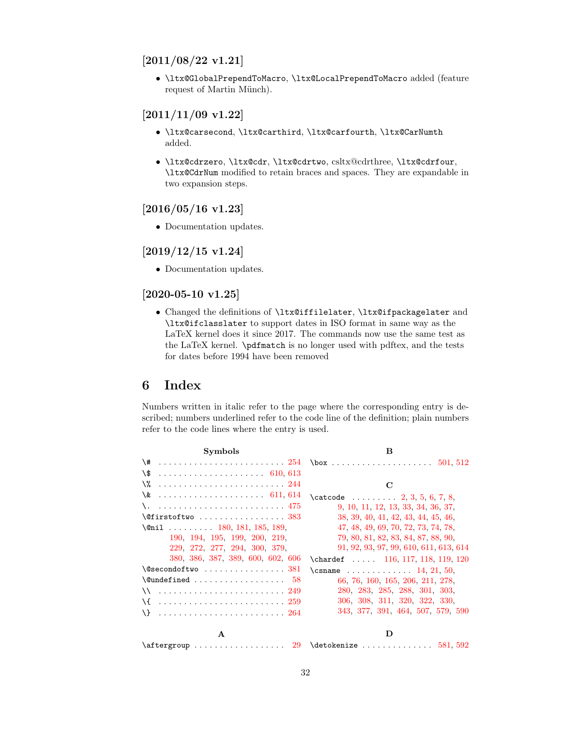### [2011/08/22 v1.21]

- `\ltx@GlobalPrependToMacro`, `\ltx@LocalPrependToMacro` added (feature request of Martin Münch).

### [2011/11/09 v1.22]

- `\ltx@carsecond`, `\ltx@carthird`, `\ltx@carfourth`, `\ltx@CarNumth` added.
- `\ltx@cdrzero`, `\ltx@cdr`, `\ltx@cdrtwo`, csltx@cdrthree, `\ltx@cdrfour`, `\ltx@CdrNum` modified to retain braces and spaces. They are expandable in two expansion steps.

### [2016/05/16 v1.23]

- Documentation updates.

### [2019/12/15 v1.24]

- Documentation updates.

### [2020-05-10 v1.25]

- Changed the definitions of `\ltx@iffilelater`, `\ltx@ifpackagelater` and `\ltx@ifclasslater` to support dates in ISO format in same way as the LaTeX kernel does it since 2017. The commands now use the same test as the LaTeX kernel. `\pdfmatch` is no longer used with pdftex, and the tests for dates before 1994 have been removed

## 6 Index

Numbers written in italic refer to the page where the corresponding entry is described; numbers underlined refer to the code line of the definition; plain numbers refer to the code lines where the entry is used.

**Symbols**

`\#` . . . 254
`\$` . . . 610, 613
`\%` . . . 244
`\&` . . . 611, 614
`\.` . . . 475
`\@firstoftwo` . . . 383
`\@nil` . . . 180, 181, 185, 189, 190, 194, 195, 199, 200, 219, 229, 272, 277, 294, 300, 379, 380, 386, 387, 389, 600, 602, 606
`\@secondoftwo` . . . 381
`\@undefined` . . . 58
`\\` . . . 249
`\{` . . . 259
`\}` . . . 264

**A**

`\aftergroup` . . . 29

**B**

`\box` . . . 501, 512

**C**

`\catcode` . . . 2, 3, 5, 6, 7, 8, 9, 10, 11, 12, 13, 33, 34, 36, 37, 38, 39, 40, 41, 42, 43, 44, 45, 46, 47, 48, 49, 69, 70, 72, 73, 74, 78, 79, 80, 81, 82, 83, 84, 87, 88, 90, 91, 92, 93, 97, 99, 610, 611, 613, 614
`\chardef` . . . 116, 117, 118, 119, 120
`\csname` . . . 14, 21, 50, 66, 76, 160, 165, 206, 211, 278, 280, 283, 285, 288, 301, 303, 306, 308, 311, 320, 322, 330, 343, 377, 391, 464, 507, 579, 590

**D**

`\detokenize` . . . 581, 592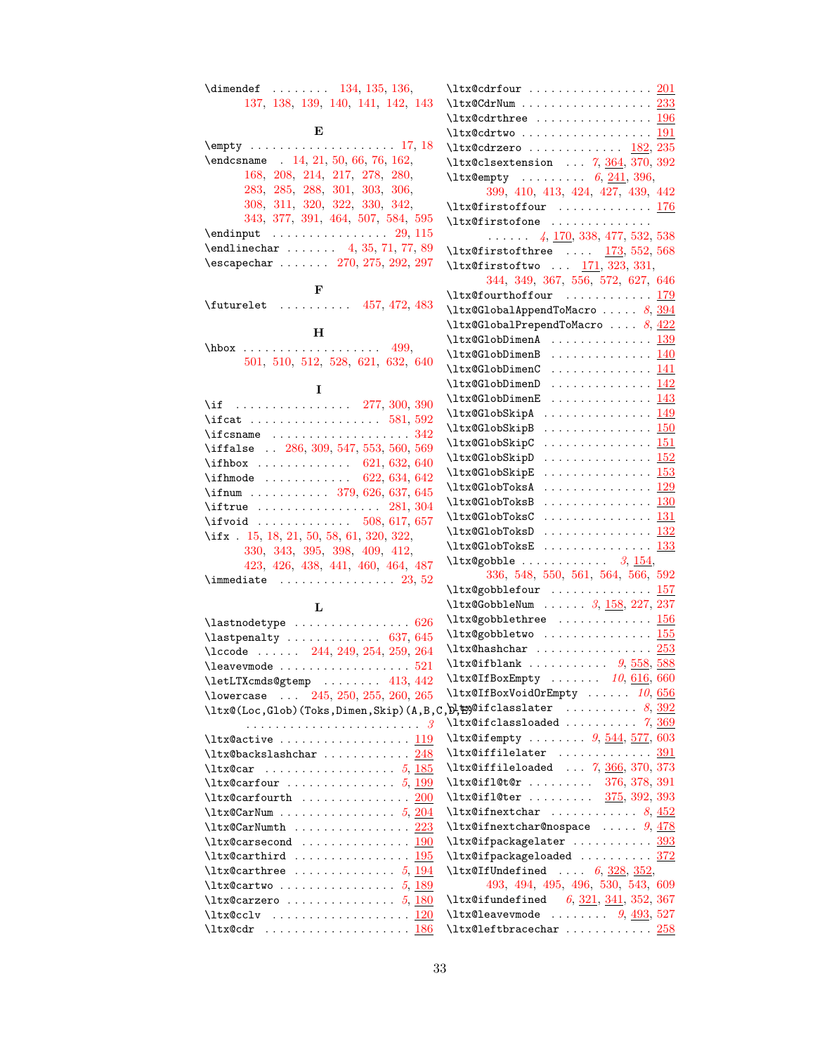\dimendef . . . . . . . . 134, 135, 136, 137, 138, 139, 140, 141, 142, 143

## E

\empty . . . . . . . . . . . . . . . . . . . 17, 18
\endcsname . 14, 21, 50, 66, 76, 162, 168, 208, 214, 217, 278, 280, 283, 285, 288, 301, 303, 306, 308, 311, 320, 322, 330, 342, 343, 377, 391, 464, 507, 584, 595
\endinput . . . . . . . . . . . . . . . . 29, 115
\endlinechar . . . . . . . 4, 35, 71, 77, 89
\escapechar . . . . . . . 270, 275, 292, 297

## F

\futurelet . . . . . . . . . . 457, 472, 483

## H

\hbox . . . . . . . . . . . . . . . . . . . 499, 501, 510, 512, 528, 621, 632, 640

## I

\if . . . . . . . . . . . . . . . . 277, 300, 390
\ifcat . . . . . . . . . . . . . . . . . . 581, 592
\ifcsname . . . . . . . . . . . . . . . . . . 342
\iffalse . . 286, 309, 547, 553, 560, 569
\ifhbox . . . . . . . . . . . . . 621, 632, 640
\ifhmode . . . . . . . . . . . . 622, 634, 642
\ifnum . . . . . . . . . . . 379, 626, 637, 645
\iftrue . . . . . . . . . . . . . . . . . 281, 304
\ifvoid . . . . . . . . . . . . . 508, 617, 657
\ifx . 15, 18, 21, 50, 58, 61, 320, 322, 330, 343, 395, 398, 409, 412, 423, 426, 438, 441, 460, 464, 487
\immediate . . . . . . . . . . . . . . . . 23, 52

## L

\lastnodetype . . . . . . . . . . . . . . . . 626
\lastpenalty . . . . . . . . . . . . . 637, 645
\lccode . . . . . . 244, 249, 254, 259, 264
\leavevmode . . . . . . . . . . . . . . . . . . 521
\letLTXcmds@gtemp . . . . . . . . 413, 442
\lowercase . . . 245, 250, 255, 260, 265
\ltx@(Loc,Glob)(Toks,Dimen,Skip)(A,B,C,D,E) . . . . . . . . . . . . . . . . . . . . . . . . *3*
\ltx@active . . . . . . . . . . . . . . . . . . 119
\ltx@backslashchar . . . . . . . . . . . . 248
\ltx@car . . . . . . . . . . . . . . . . . . *5*, 185
\ltx@carfour . . . . . . . . . . . . . . . *5*, 199
\ltx@carfourth . . . . . . . . . . . . . . . . 200
\ltx@CarNum . . . . . . . . . . . . . . . *5*, 204
\ltx@CarNumth . . . . . . . . . . . . . . . . 223
\ltx@carsecond . . . . . . . . . . . . . . . . 190
\ltx@carthird . . . . . . . . . . . . . . . . 195
\ltx@carthree . . . . . . . . . . . . . . *5*, 194
\ltx@cartwo . . . . . . . . . . . . . . . . *5*, 189
\ltx@carzero . . . . . . . . . . . . . . . *5*, 180
\ltx@cclv . . . . . . . . . . . . . . . . . . . 120
\ltx@cdr . . . . . . . . . . . . . . . . . . . . 186
\ltx@cdrfour . . . . . . . . . . . . . . . . . 201
\ltx@CdrNum . . . . . . . . . . . . . . . . . 233
\ltx@cdrthree . . . . . . . . . . . . . . . . 196
\ltx@cdrtwo . . . . . . . . . . . . . . . . . . 191
\ltx@cdrzero . . . . . . . . . . . . . 182, 235
\ltx@clsextension . . . *7*, 364, 370, 392
\ltx@empty . . . . . . . . . *6*, 241, 396, 399, 410, 413, 424, 427, 439, 442
\ltx@firstoffour . . . . . . . . . . . . . 176
\ltx@firstofone . . . . . . . . . . . . . . . . . . . *4*, 170, 338, 477, 532, 538
\ltx@firstofthree . . . . 173, 552, 568
\ltx@firstoftwo . . . 171, 323, 331, 344, 349, 367, 556, 572, 627, 646
\ltx@fourthoffour . . . . . . . . . . . 179
\ltx@GlobalAppendToMacro . . . . . *8*, 394
\ltx@GlobalPrependToMacro . . . . *8*, 422
\ltx@GlobDimenA . . . . . . . . . . . . . . 139
\ltx@GlobDimenB . . . . . . . . . . . . . . 140
\ltx@GlobDimenC . . . . . . . . . . . . . . 141
\ltx@GlobDimenD . . . . . . . . . . . . . . 142
\ltx@GlobDimenE . . . . . . . . . . . . . . 143
\ltx@GlobSkipA . . . . . . . . . . . . . . . 149
\ltx@GlobSkipB . . . . . . . . . . . . . . . 150
\ltx@GlobSkipC . . . . . . . . . . . . . . . 151
\ltx@GlobSkipD . . . . . . . . . . . . . . . 152
\ltx@GlobSkipE . . . . . . . . . . . . . . . 153
\ltx@GlobToksA . . . . . . . . . . . . . . . 129
\ltx@GlobToksB . . . . . . . . . . . . . . . 130
\ltx@GlobToksC . . . . . . . . . . . . . . . 131
\ltx@GlobToksD . . . . . . . . . . . . . . . 132
\ltx@GlobToksE . . . . . . . . . . . . . . . 133
\ltx@gobble . . . . . . . . . . . . *3*, 154, 336, 548, 550, 561, 564, 566, 592
\ltx@gobblefour . . . . . . . . . . . . . . 157
\ltx@GobbleNum . . . . . . *3*, 158, 227, 237
\ltx@gobblethree . . . . . . . . . . . . . 156
\ltx@gobbletwo . . . . . . . . . . . . . . . 155
\ltx@hashchar . . . . . . . . . . . . . . . . 253
\ltx@ifblank . . . . . . . . . . . *9*, 558, 588
\ltx@IfBoxEmpty . . . . . . . *10*, 616, 660
\ltx@IfBoxVoidOrEmpty . . . . . . *10*, 656
\ltx@ifclasslater . . . . . . . . . . *8*, 392
\ltx@ifclassloaded . . . . . . . . . . *7*, 369
\ltx@ifempty . . . . . . . . *9*, 544, 577, 603
\ltx@iffilelater . . . . . . . . . . . . . 391
\ltx@iffileloaded . . . *7*, 366, 370, 373
\ltx@ifl@t@r . . . . . . . . . 376, 378, 391
\ltx@ifl@ter . . . . . . . . . 375, 392, 393
\ltx@ifnextchar . . . . . . . . . . . . *8*, 452
\ltx@ifnextchar@nospace . . . . . *9*, 478
\ltx@ifpackagelater . . . . . . . . . . . 393
\ltx@ifpackageloaded . . . . . . . . . . 372
\ltx@IfUndefined . . . . *6*, 328, 352, 493, 494, 495, 496, 530, 543, 609
\ltx@ifundefined . . *6*, 321, 341, 352, 367
\ltx@leavevmode . . . . . . . . *9*, 493, 527
\ltx@leftbracechar . . . . . . . . . . . . 258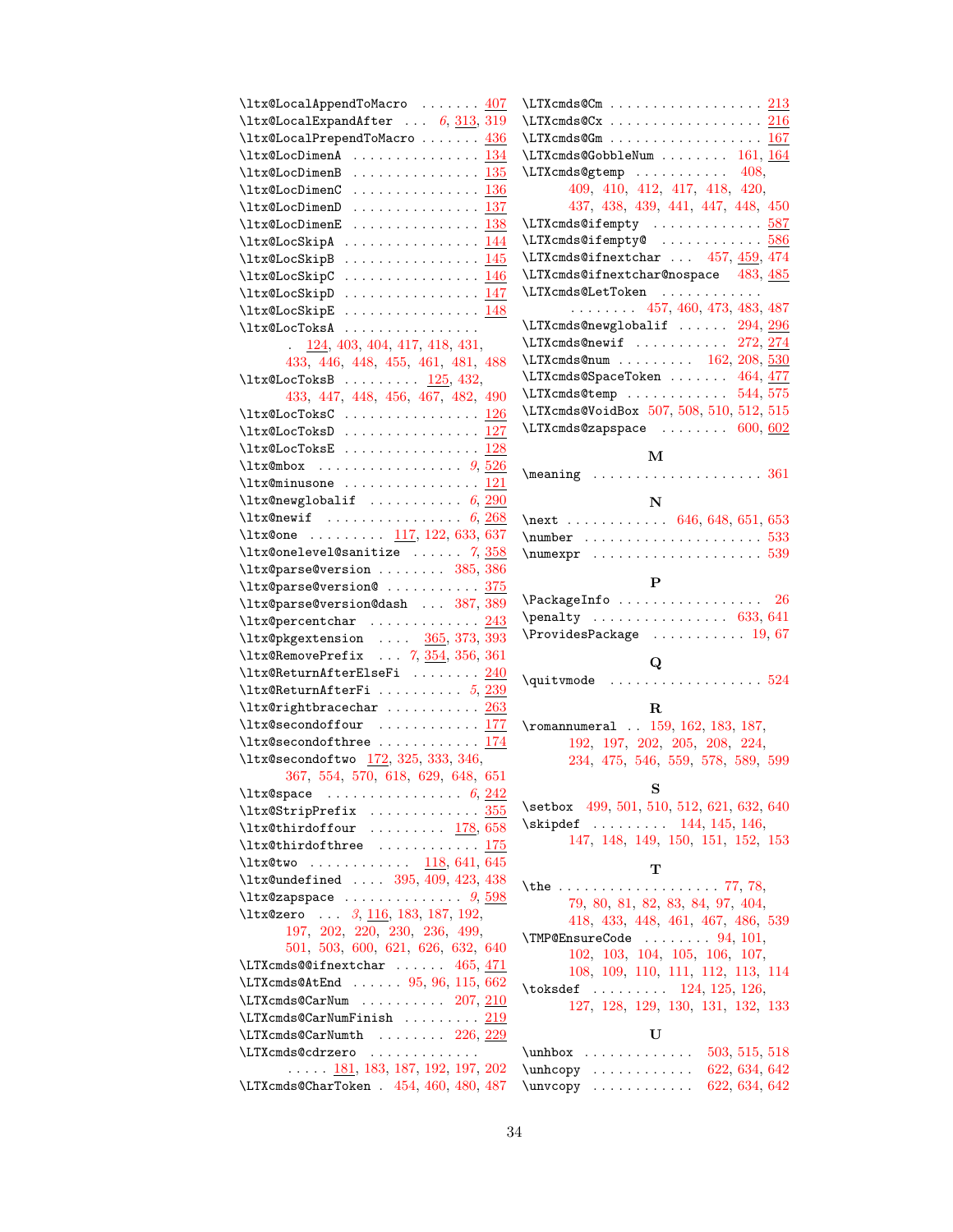\ltx@LocalAppendToMacro . . . . . . . 407
\ltx@LocalExpandAfter . . . 6, 313, 319
\ltx@LocalPrependToMacro . . . . . . . 436
\ltx@LocDimenA . . . . . . . . . . . . . . . 134
\ltx@LocDimenB . . . . . . . . . . . . . . . 135
\ltx@LocDimenC . . . . . . . . . . . . . . . 136
\ltx@LocDimenD . . . . . . . . . . . . . . . 137
\ltx@LocDimenE . . . . . . . . . . . . . . . 138
\ltx@LocSkipA . . . . . . . . . . . . . . . . 144
\ltx@LocSkipB . . . . . . . . . . . . . . . . 145
\ltx@LocSkipC . . . . . . . . . . . . . . . . 146
\ltx@LocSkipD . . . . . . . . . . . . . . . . 147
\ltx@LocSkipE . . . . . . . . . . . . . . . . 148
\ltx@LocToksA . . . . . . . . . . . . . . . . . 124, 403, 404, 417, 418, 431, 433, 446, 448, 455, 461, 481, 488
\ltx@LocToksB . . . . . . . . . 125, 432, 433, 447, 448, 456, 467, 482, 490
\ltx@LocToksC . . . . . . . . . . . . . . . . 126
\ltx@LocToksD . . . . . . . . . . . . . . . . 127
\ltx@LocToksE . . . . . . . . . . . . . . . . 128
\ltx@mbox . . . . . . . . . . . . . . . . . 9, 526
\ltx@minusone . . . . . . . . . . . . . . . . 121
\ltx@newglobalif . . . . . . . . . . . 6, 290
\ltx@newif . . . . . . . . . . . . . . . . 6, 268
\ltx@one . . . . . . . . . 117, 122, 633, 637
\ltx@onelevel@sanitize . . . . . . 7, 358
\ltx@parse@version . . . . . . . . 385, 386
\ltx@parse@version@ . . . . . . . . . . . 375
\ltx@parse@version@dash . . . 387, 389
\ltx@percentchar . . . . . . . . . . . . . 243
\ltx@pkgextension . . . . 365, 373, 393
\ltx@RemovePrefix . . . 7, 354, 356, 361
\ltx@ReturnAfterElseFi . . . . . . . . 240
\ltx@ReturnAfterFi . . . . . . . . . . 5, 239
\ltx@rightbracechar . . . . . . . . . . . 263
\ltx@secondoffour . . . . . . . . . . . . 177
\ltx@secondofthree . . . . . . . . . . . . 174
\ltx@secondoftwo 172, 325, 333, 346, 367, 554, 570, 618, 629, 648, 651
\ltx@space . . . . . . . . . . . . . . . . 6, 242
\ltx@StripPrefix . . . . . . . . . . . . . 355
\ltx@thirdoffour . . . . . . . . . 178, 658
\ltx@thirdofthree . . . . . . . . . . . . 175
\ltx@two . . . . . . . . . . . . 118, 641, 645
\ltx@undefined . . . . 395, 409, 423, 438
\ltx@zapspace . . . . . . . . . . . . . . 9, 598
\ltx@zero . . . 3, 116, 183, 187, 192, 197, 202, 220, 230, 236, 499, 501, 503, 600, 621, 626, 632, 640
\LTXcmds@@ifnextchar . . . . . . 465, 471
\LTXcmds@AtEnd . . . . . . 95, 96, 115, 662
\LTXcmds@CarNum . . . . . . . . . . 207, 210
\LTXcmds@CarNumFinish . . . . . . . . . 219
\LTXcmds@CarNumth . . . . . . . . 226, 229
\LTXcmds@cdrzero . . . . . . . . . . . . . . . . . 181, 183, 187, 192, 197, 202
\LTXcmds@CharToken . 454, 460, 480, 487
\LTXcmds@Cm . . . . . . . . . . . . . . . . . . 213
\LTXcmds@Cx . . . . . . . . . . . . . . . . . . 216
\LTXcmds@Gm . . . . . . . . . . . . . . . . . . 167
\LTXcmds@GobbleNum . . . . . . . . 161, 164
\LTXcmds@gtemp . . . . . . . . . . . 408, 409, 410, 412, 417, 418, 420, 437, 438, 439, 441, 447, 448, 450
\LTXcmds@ifempty . . . . . . . . . . . . . 587
\LTXcmds@ifempty@ . . . . . . . . . . . . 586
\LTXcmds@ifnextchar . . . 457, 459, 474
\LTXcmds@ifnextchar@nospace 483, 485
\LTXcmds@LetToken . . . . . . . . . . . . . . . . . . . 457, 460, 473, 483, 487
\LTXcmds@newglobalif . . . . . . 294, 296
\LTXcmds@newif . . . . . . . . . . . 272, 274
\LTXcmds@num . . . . . . . . . 162, 208, 530
\LTXcmds@SpaceToken . . . . . . . 464, 477
\LTXcmds@temp . . . . . . . . . . . . 544, 575
\LTXcmds@VoidBox 507, 508, 510, 512, 515
\LTXcmds@zapspace . . . . . . . . 600, 602

**M**

\meaning . . . . . . . . . . . . . . . . . . . . 361

**N**

\next . . . . . . . . . . . . 646, 648, 651, 653
\number . . . . . . . . . . . . . . . . . . . . . 533
\numexpr . . . . . . . . . . . . . . . . . . . . 539

**P**

\PackageInfo . . . . . . . . . . . . . . . . . 26
\penalty . . . . . . . . . . . . . . . . 633, 641
\ProvidesPackage . . . . . . . . . . . 19, 67

**Q**

\quitvmode . . . . . . . . . . . . . . . . . . 524

**R**

\romannumeral . . 159, 162, 183, 187, 192, 197, 202, 205, 208, 224, 234, 475, 546, 559, 578, 589, 599

**S**

\setbox 499, 501, 510, 512, 621, 632, 640
\skipdef . . . . . . . . . 144, 145, 146, 147, 148, 149, 150, 151, 152, 153

**T**

\the . . . . . . . . . . . . . . . . . . . 77, 78, 79, 80, 81, 82, 83, 84, 97, 404, 418, 433, 448, 461, 467, 486, 539
\TMP@EnsureCode . . . . . . . . 94, 101, 102, 103, 104, 105, 106, 107, 108, 109, 110, 111, 112, 113, 114
\toksdef . . . . . . . . . 124, 125, 126, 127, 128, 129, 130, 131, 132, 133

**U**

\unhbox . . . . . . . . . . . . . 503, 515, 518
\unhcopy . . . . . . . . . . . . 622, 634, 642
\unvcopy . . . . . . . . . . . . 622, 634, 642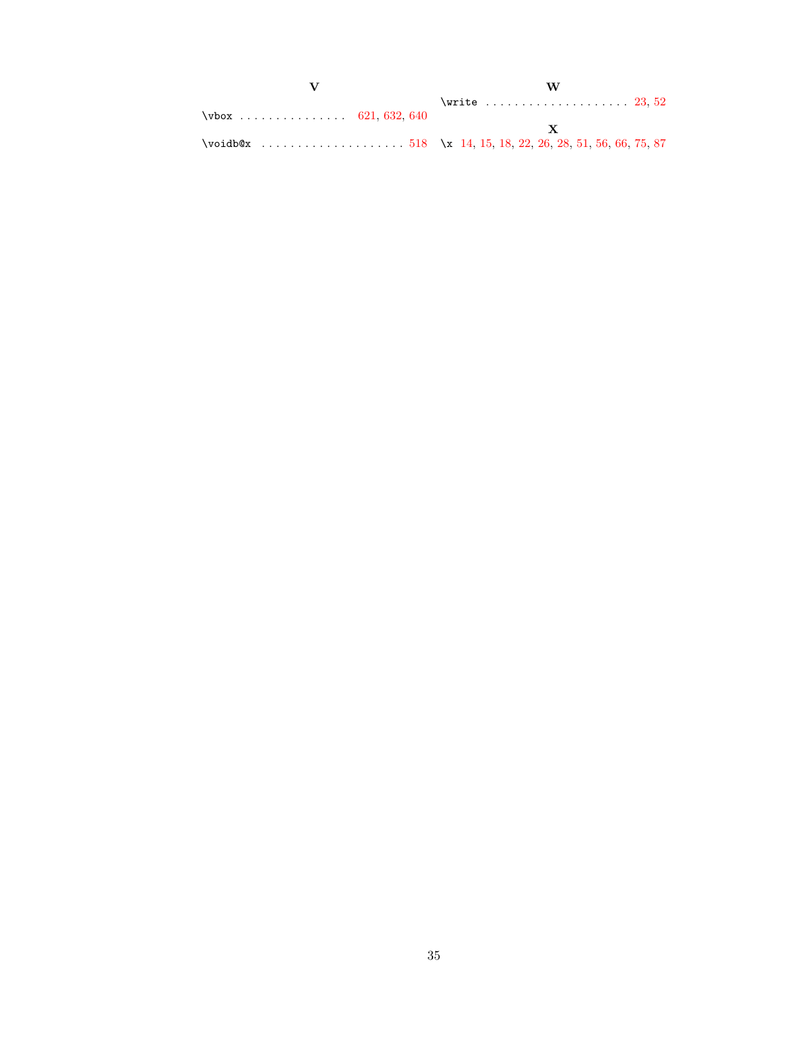**V**

\vbox . . . . . . . . . . . . . . . 621, 632, 640

\voidb@x . . . . . . . . . . . . . . . . . . . . 518

**W**

\write . . . . . . . . . . . . . . . . . . . . 23, 52

**X**

\x 14, 15, 18, 22, 26, 28, 51, 56, 66, 75, 87